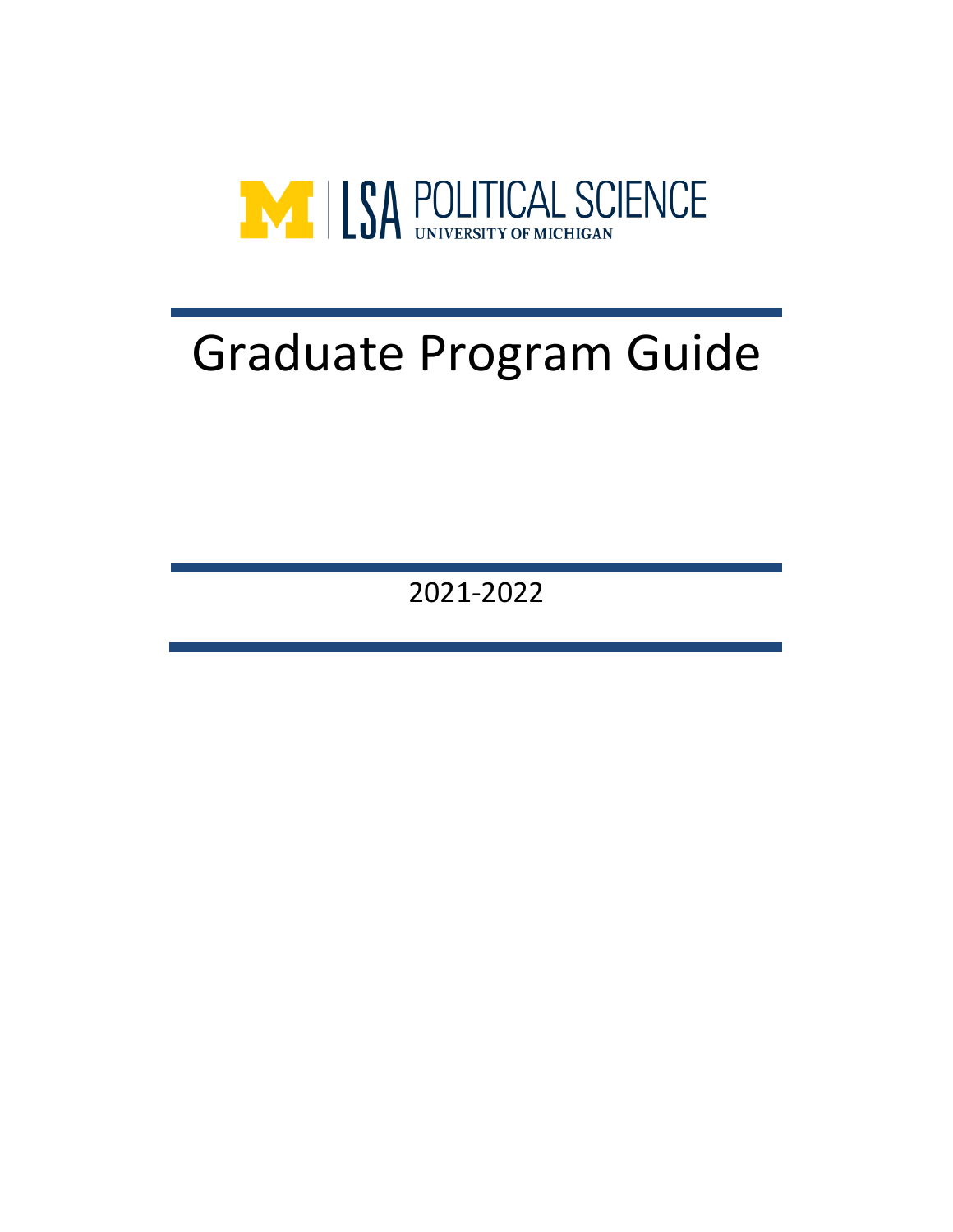LSA POLITICAL SCIENCE
UNIVERSITY OF MICHIGAN

# Graduate Program Guide

2021-2022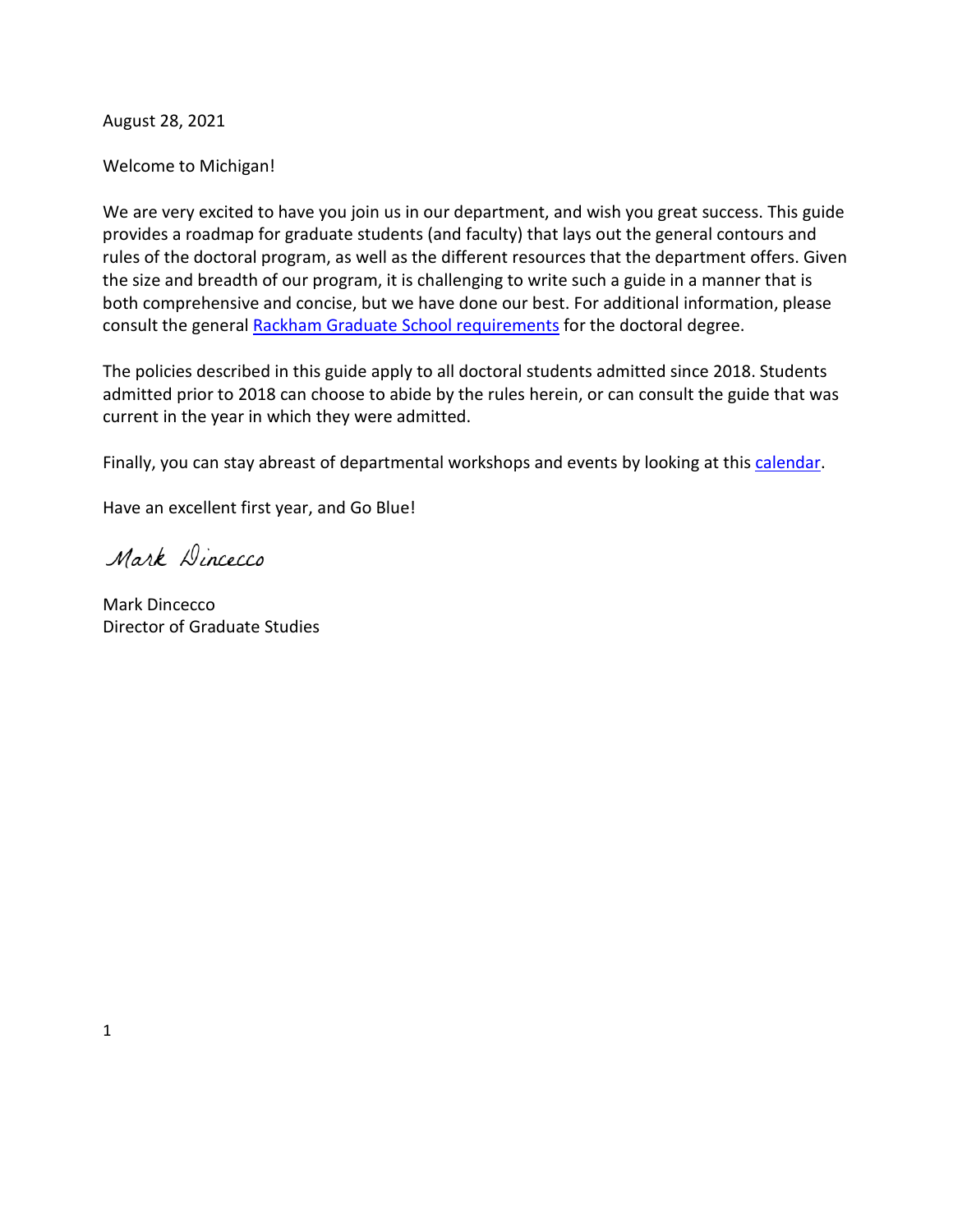August 28, 2021

Welcome to Michigan!

We are very excited to have you join us in our department, and wish you great success. This guide provides a roadmap for graduate students (and faculty) that lays out the general contours and rules of the doctoral program, as well as the different resources that the department offers. Given the size and breadth of our program, it is challenging to write such a guide in a manner that is both comprehensive and concise, but we have done our best. For additional information, please consult the general Rackham Graduate School requirements for the doctoral degree.

The policies described in this guide apply to all doctoral students admitted since 2018. Students admitted prior to 2018 can choose to abide by the rules herein, or can consult the guide that was current in the year in which they were admitted.

Finally, you can stay abreast of departmental workshops and events by looking at this calendar.

Have an excellent first year, and Go Blue!

*Mark Dincecco*

Mark Dincecco
Director of Graduate Studies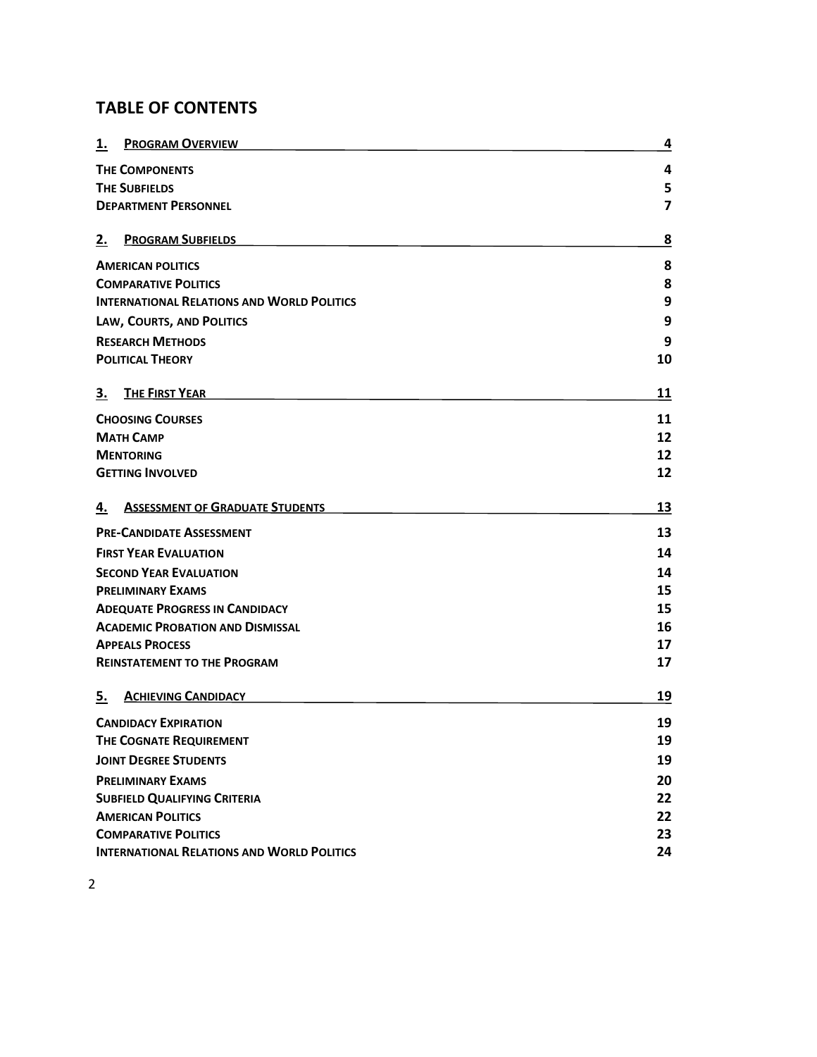## TABLE OF CONTENTS

| | |
|---|---|
| **1. PROGRAM OVERVIEW** | **4** |
| THE COMPONENTS | 4 |
| THE SUBFIELDS | 5 |
| DEPARTMENT PERSONNEL | 7 |
| **2. PROGRAM SUBFIELDS** | **8** |
| AMERICAN POLITICS | 8 |
| COMPARATIVE POLITICS | 8 |
| INTERNATIONAL RELATIONS AND WORLD POLITICS | 9 |
| LAW, COURTS, AND POLITICS | 9 |
| RESEARCH METHODS | 9 |
| POLITICAL THEORY | 10 |
| **3. THE FIRST YEAR** | **11** |
| CHOOSING COURSES | 11 |
| MATH CAMP | 12 |
| MENTORING | 12 |
| GETTING INVOLVED | 12 |
| **4. ASSESSMENT OF GRADUATE STUDENTS** | **13** |
| PRE-CANDIDATE ASSESSMENT | 13 |
| FIRST YEAR EVALUATION | 14 |
| SECOND YEAR EVALUATION | 14 |
| PRELIMINARY EXAMS | 15 |
| ADEQUATE PROGRESS IN CANDIDACY | 15 |
| ACADEMIC PROBATION AND DISMISSAL | 16 |
| APPEALS PROCESS | 17 |
| REINSTATEMENT TO THE PROGRAM | 17 |
| **5. ACHIEVING CANDIDACY** | **19** |
| CANDIDACY EXPIRATION | 19 |
| THE COGNATE REQUIREMENT | 19 |
| JOINT DEGREE STUDENTS | 19 |
| PRELIMINARY EXAMS | 20 |
| SUBFIELD QUALIFYING CRITERIA | 22 |
| AMERICAN POLITICS | 22 |
| COMPARATIVE POLITICS | 23 |
| INTERNATIONAL RELATIONS AND WORLD POLITICS | 24 |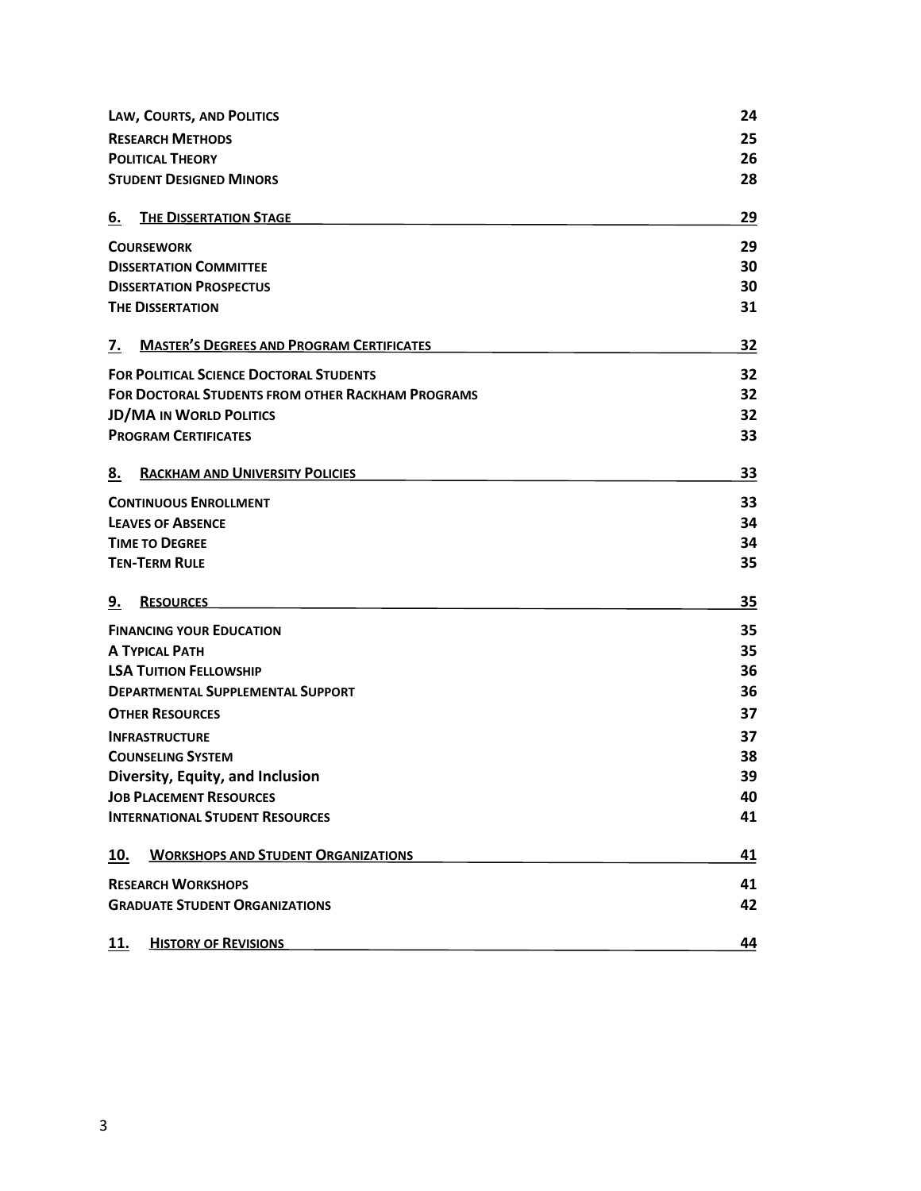| | |
|---|---|
| **Law, Courts, and Politics** | 24 |
| **Research Methods** | 25 |
| **Political Theory** | 26 |
| **Student Designed Minors** | 28 |
| **6. The Dissertation Stage** | **29** |
| **Coursework** | 29 |
| **Dissertation Committee** | 30 |
| **Dissertation Prospectus** | 30 |
| **The Dissertation** | 31 |
| **7. Master's Degrees and Program Certificates** | **32** |
| **For Political Science Doctoral Students** | 32 |
| **For Doctoral Students from other Rackham Programs** | 32 |
| **JD/MA in World Politics** | 32 |
| **Program Certificates** | 33 |
| **8. Rackham and University Policies** | **33** |
| **Continuous Enrollment** | 33 |
| **Leaves of Absence** | 34 |
| **Time to Degree** | 34 |
| **Ten-Term Rule** | 35 |
| **9. Resources** | **35** |
| **Financing your Education** | 35 |
| **A Typical Path** | 35 |
| **LSA Tuition Fellowship** | 36 |
| **Departmental Supplemental Support** | 36 |
| **Other Resources** | 37 |
| **Infrastructure** | 37 |
| **Counseling System** | 38 |
| **Diversity, Equity, and Inclusion** | 39 |
| **Job Placement Resources** | 40 |
| **International Student Resources** | 41 |
| **10. Workshops and Student Organizations** | **41** |
| **Research Workshops** | 41 |
| **Graduate Student Organizations** | 42 |
| **11. History of Revisions** | **44** |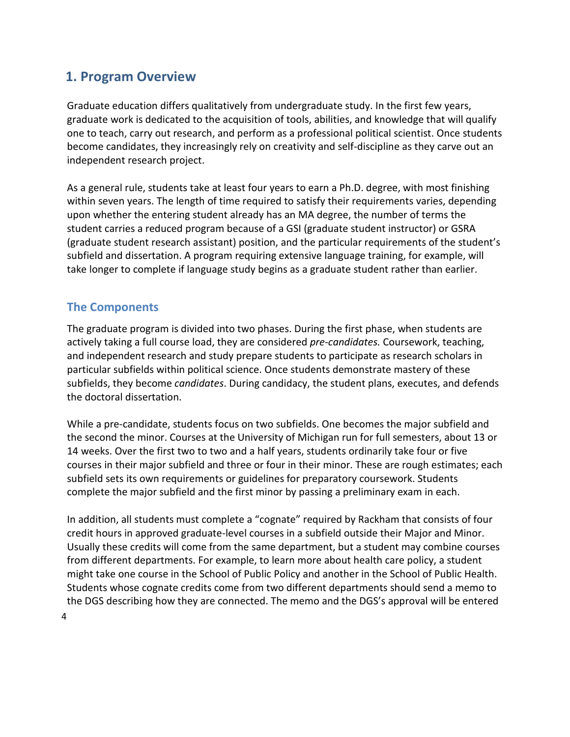## 1. Program Overview

Graduate education differs qualitatively from undergraduate study. In the first few years, graduate work is dedicated to the acquisition of tools, abilities, and knowledge that will qualify one to teach, carry out research, and perform as a professional political scientist. Once students become candidates, they increasingly rely on creativity and self-discipline as they carve out an independent research project.

As a general rule, students take at least four years to earn a Ph.D. degree, with most finishing within seven years. The length of time required to satisfy their requirements varies, depending upon whether the entering student already has an MA degree, the number of terms the student carries a reduced program because of a GSI (graduate student instructor) or GSRA (graduate student research assistant) position, and the particular requirements of the student's subfield and dissertation. A program requiring extensive language training, for example, will take longer to complete if language study begins as a graduate student rather than earlier.

### The Components

The graduate program is divided into two phases. During the first phase, when students are actively taking a full course load, they are considered *pre-candidates.* Coursework, teaching, and independent research and study prepare students to participate as research scholars in particular subfields within political science. Once students demonstrate mastery of these subfields, they become *candidates*. During candidacy, the student plans, executes, and defends the doctoral dissertation.

While a pre-candidate, students focus on two subfields. One becomes the major subfield and the second the minor. Courses at the University of Michigan run for full semesters, about 13 or 14 weeks. Over the first two to two and a half years, students ordinarily take four or five courses in their major subfield and three or four in their minor. These are rough estimates; each subfield sets its own requirements or guidelines for preparatory coursework. Students complete the major subfield and the first minor by passing a preliminary exam in each.

In addition, all students must complete a "cognate" required by Rackham that consists of four credit hours in approved graduate-level courses in a subfield outside their Major and Minor. Usually these credits will come from the same department, but a student may combine courses from different departments. For example, to learn more about health care policy, a student might take one course in the School of Public Policy and another in the School of Public Health. Students whose cognate credits come from two different departments should send a memo to the DGS describing how they are connected. The memo and the DGS's approval will be entered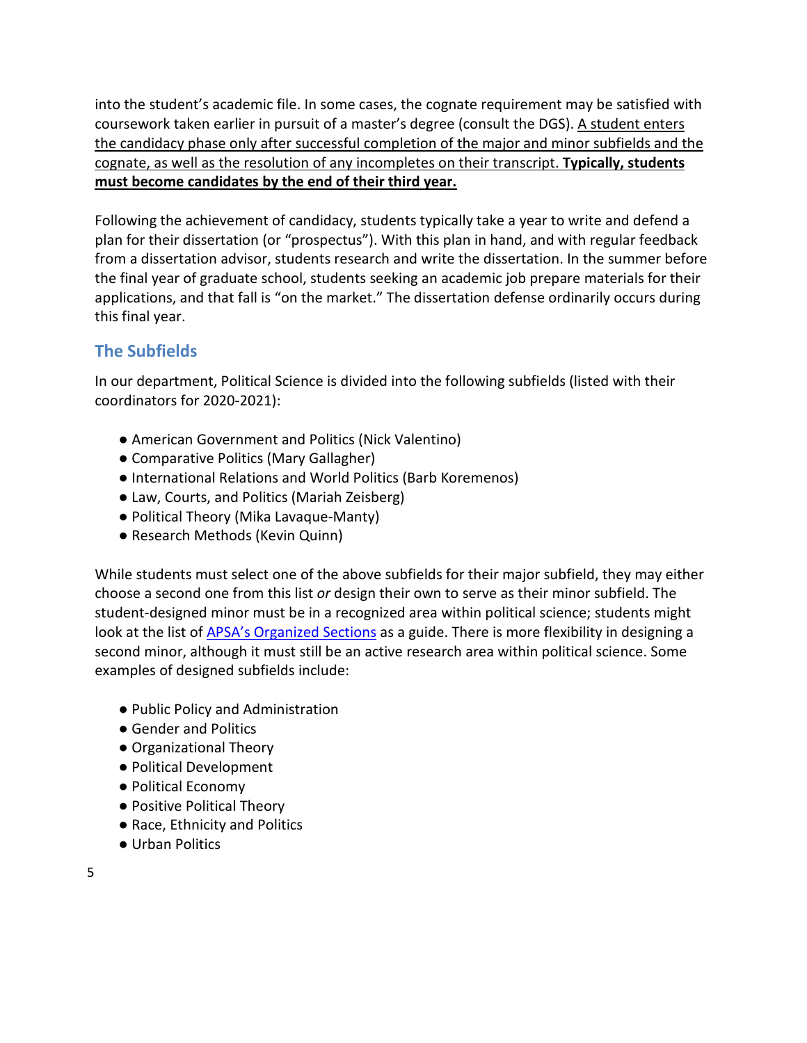into the student's academic file. In some cases, the cognate requirement may be satisfied with coursework taken earlier in pursuit of a master's degree (consult the DGS). A student enters the candidacy phase only after successful completion of the major and minor subfields and the cognate, as well as the resolution of any incompletes on their transcript. **Typically, students must become candidates by the end of their third year.**

Following the achievement of candidacy, students typically take a year to write and defend a plan for their dissertation (or "prospectus"). With this plan in hand, and with regular feedback from a dissertation advisor, students research and write the dissertation. In the summer before the final year of graduate school, students seeking an academic job prepare materials for their applications, and that fall is "on the market." The dissertation defense ordinarily occurs during this final year.

## The Subfields

In our department, Political Science is divided into the following subfields (listed with their coordinators for 2020-2021):

- American Government and Politics (Nick Valentino)
- Comparative Politics (Mary Gallagher)
- International Relations and World Politics (Barb Koremenos)
- Law, Courts, and Politics (Mariah Zeisberg)
- Political Theory (Mika Lavaque-Manty)
- Research Methods (Kevin Quinn)

While students must select one of the above subfields for their major subfield, they may either choose a second one from this list *or* design their own to serve as their minor subfield. The student-designed minor must be in a recognized area within political science; students might look at the list of APSA's Organized Sections as a guide. There is more flexibility in designing a second minor, although it must still be an active research area within political science. Some examples of designed subfields include:

- Public Policy and Administration
- Gender and Politics
- Organizational Theory
- Political Development
- Political Economy
- Positive Political Theory
- Race, Ethnicity and Politics
- Urban Politics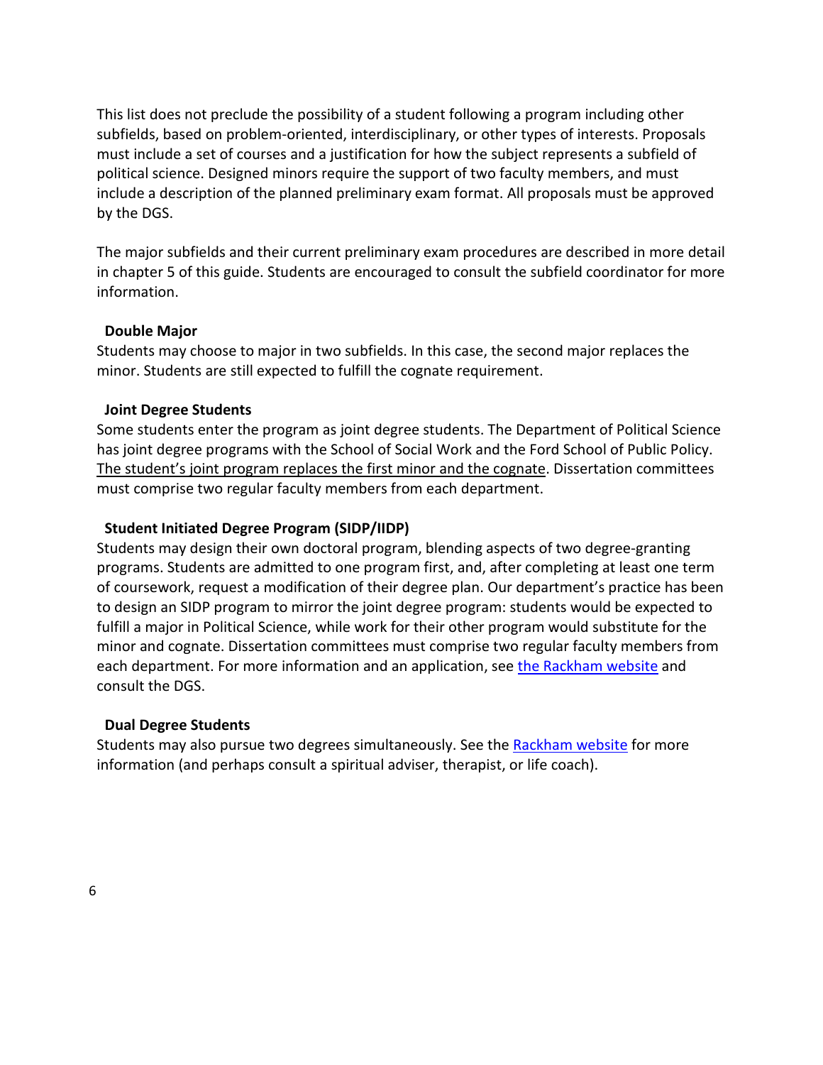This list does not preclude the possibility of a student following a program including other subfields, based on problem-oriented, interdisciplinary, or other types of interests. Proposals must include a set of courses and a justification for how the subject represents a subfield of political science. Designed minors require the support of two faculty members, and must include a description of the planned preliminary exam format. All proposals must be approved by the DGS.

The major subfields and their current preliminary exam procedures are described in more detail in chapter 5 of this guide. Students are encouraged to consult the subfield coordinator for more information.

**Double Major**

Students may choose to major in two subfields. In this case, the second major replaces the minor. Students are still expected to fulfill the cognate requirement.

**Joint Degree Students**

Some students enter the program as joint degree students. The Department of Political Science has joint degree programs with the School of Social Work and the Ford School of Public Policy. <u>The student's joint program replaces the first minor and the cognate</u>. Dissertation committees must comprise two regular faculty members from each department.

**Student Initiated Degree Program (SIDP/IIDP)**

Students may design their own doctoral program, blending aspects of two degree-granting programs. Students are admitted to one program first, and, after completing at least one term of coursework, request a modification of their degree plan. Our department's practice has been to design an SIDP program to mirror the joint degree program: students would be expected to fulfill a major in Political Science, while work for their other program would substitute for the minor and cognate. Dissertation committees must comprise two regular faculty members from each department. For more information and an application, see the Rackham website and consult the DGS.

**Dual Degree Students**

Students may also pursue two degrees simultaneously. See the Rackham website for more information (and perhaps consult a spiritual adviser, therapist, or life coach).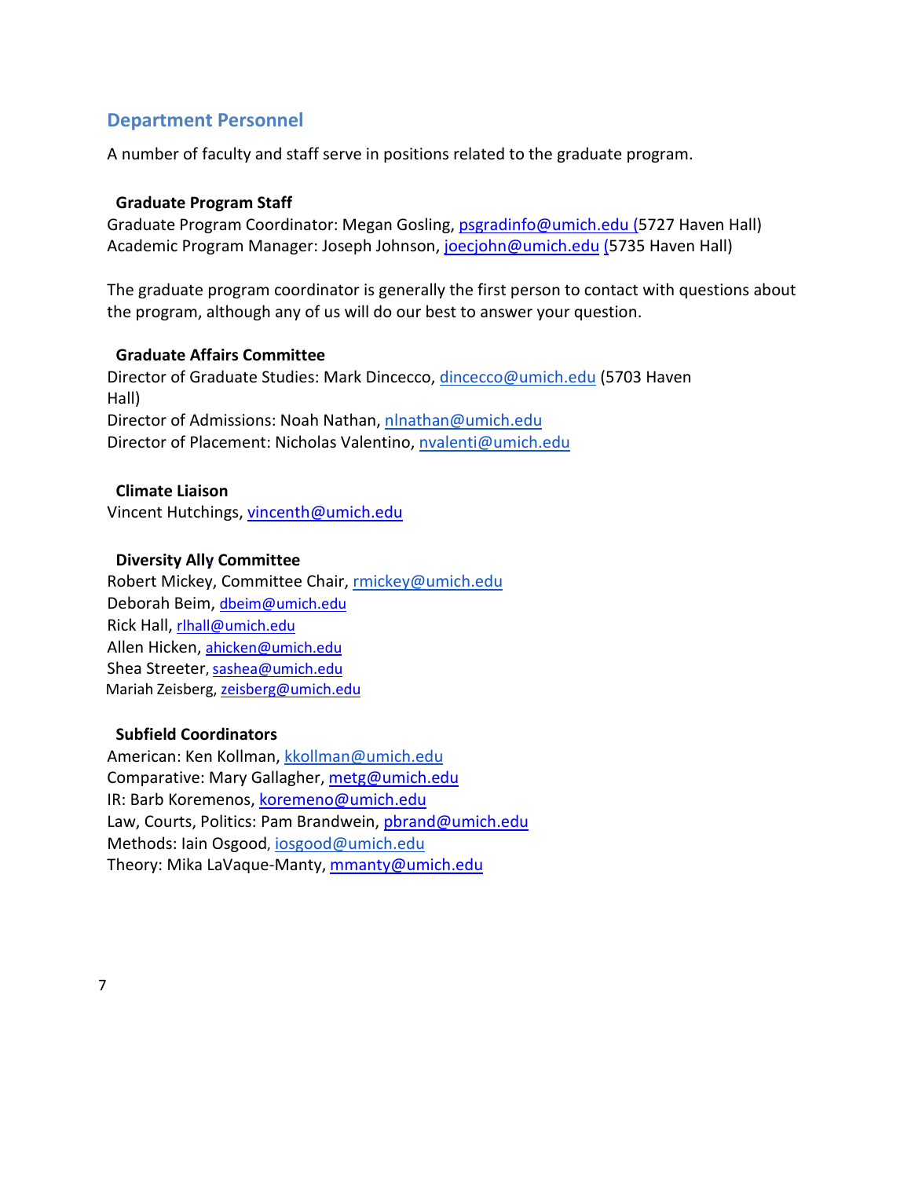## Department Personnel

A number of faculty and staff serve in positions related to the graduate program.

**Graduate Program Staff**
Graduate Program Coordinator: Megan Gosling, psgradinfo@umich.edu (5727 Haven Hall)
Academic Program Manager: Joseph Johnson, joecjohn@umich.edu (5735 Haven Hall)

The graduate program coordinator is generally the first person to contact with questions about the program, although any of us will do our best to answer your question.

**Graduate Affairs Committee**
Director of Graduate Studies: Mark Dincecco, dincecco@umich.edu (5703 Haven Hall)
Director of Admissions: Noah Nathan, nlnathan@umich.edu
Director of Placement: Nicholas Valentino, nvalenti@umich.edu

**Climate Liaison**
Vincent Hutchings, vincenth@umich.edu

**Diversity Ally Committee**
Robert Mickey, Committee Chair, rmickey@umich.edu
Deborah Beim, dbeim@umich.edu
Rick Hall, rlhall@umich.edu
Allen Hicken, ahicken@umich.edu
Shea Streeter, sashea@umich.edu
Mariah Zeisberg, zeisberg@umich.edu

**Subfield Coordinators**
American: Ken Kollman, kkollman@umich.edu
Comparative: Mary Gallagher, metg@umich.edu
IR: Barb Koremenos, koremeno@umich.edu
Law, Courts, Politics: Pam Brandwein, pbrand@umich.edu
Methods: Iain Osgood, iosgood@umich.edu
Theory: Mika LaVaque-Manty, mmanty@umich.edu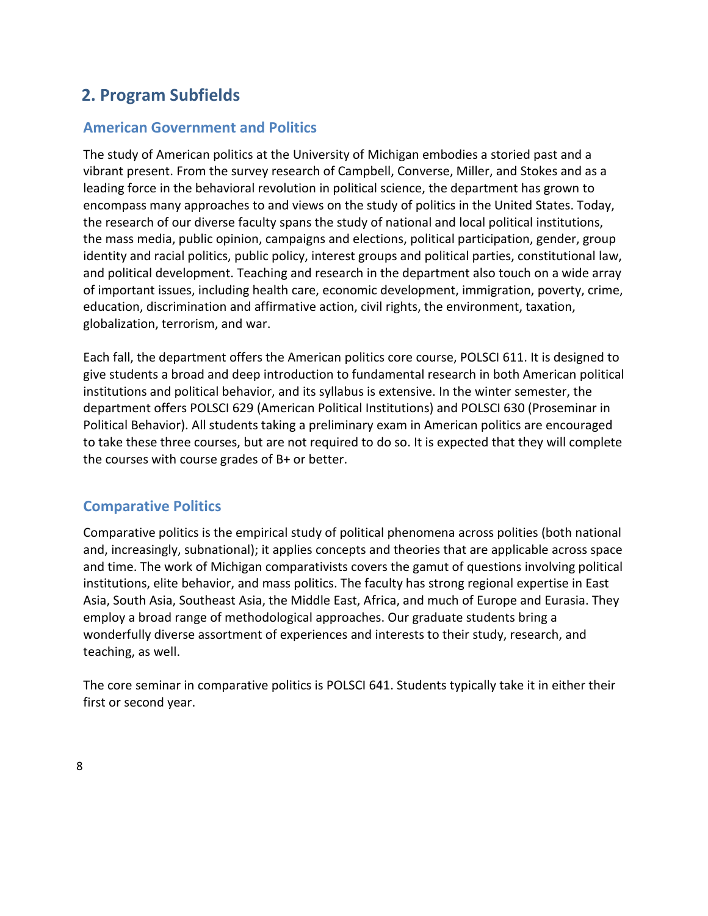## 2. Program Subfields

### American Government and Politics

The study of American politics at the University of Michigan embodies a storied past and a vibrant present. From the survey research of Campbell, Converse, Miller, and Stokes and as a leading force in the behavioral revolution in political science, the department has grown to encompass many approaches to and views on the study of politics in the United States. Today, the research of our diverse faculty spans the study of national and local political institutions, the mass media, public opinion, campaigns and elections, political participation, gender, group identity and racial politics, public policy, interest groups and political parties, constitutional law, and political development. Teaching and research in the department also touch on a wide array of important issues, including health care, economic development, immigration, poverty, crime, education, discrimination and affirmative action, civil rights, the environment, taxation, globalization, terrorism, and war.

Each fall, the department offers the American politics core course, POLSCI 611. It is designed to give students a broad and deep introduction to fundamental research in both American political institutions and political behavior, and its syllabus is extensive. In the winter semester, the department offers POLSCI 629 (American Political Institutions) and POLSCI 630 (Proseminar in Political Behavior). All students taking a preliminary exam in American politics are encouraged to take these three courses, but are not required to do so. It is expected that they will complete the courses with course grades of B+ or better.

### Comparative Politics

Comparative politics is the empirical study of political phenomena across polities (both national and, increasingly, subnational); it applies concepts and theories that are applicable across space and time. The work of Michigan comparativists covers the gamut of questions involving political institutions, elite behavior, and mass politics. The faculty has strong regional expertise in East Asia, South Asia, Southeast Asia, the Middle East, Africa, and much of Europe and Eurasia. They employ a broad range of methodological approaches. Our graduate students bring a wonderfully diverse assortment of experiences and interests to their study, research, and teaching, as well.

The core seminar in comparative politics is POLSCI 641. Students typically take it in either their first or second year.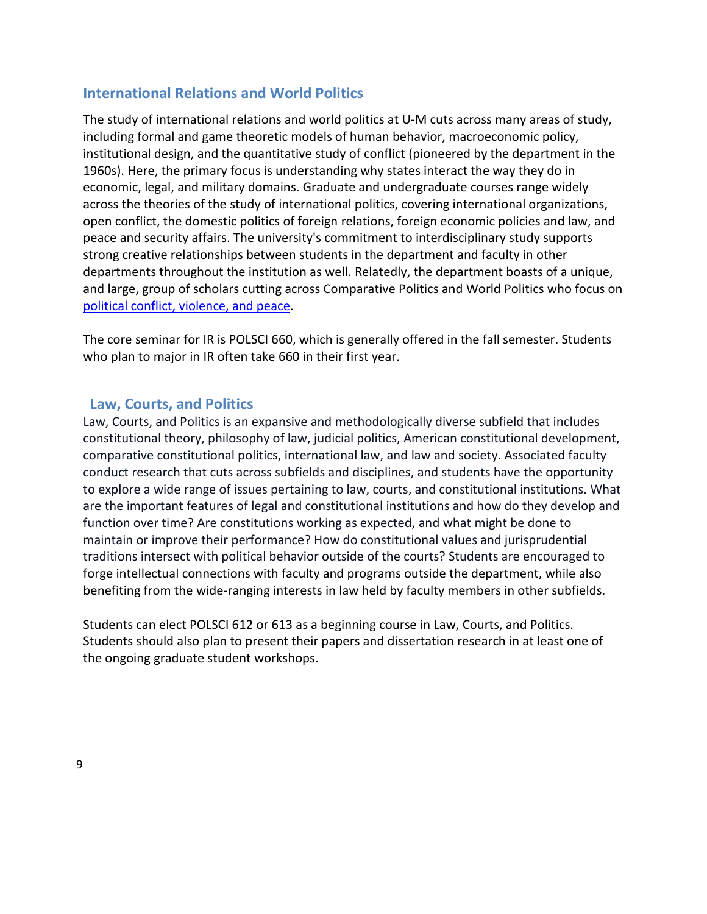## International Relations and World Politics

The study of international relations and world politics at U-M cuts across many areas of study, including formal and game theoretic models of human behavior, macroeconomic policy, institutional design, and the quantitative study of conflict (pioneered by the department in the 1960s). Here, the primary focus is understanding why states interact the way they do in economic, legal, and military domains. Graduate and undergraduate courses range widely across the theories of the study of international politics, covering international organizations, open conflict, the domestic politics of foreign relations, foreign economic policies and law, and peace and security affairs. The university's commitment to interdisciplinary study supports strong creative relationships between students in the department and faculty in other departments throughout the institution as well. Relatedly, the department boasts of a unique, and large, group of scholars cutting across Comparative Politics and World Politics who focus on political conflict, violence, and peace.

The core seminar for IR is POLSCI 660, which is generally offered in the fall semester. Students who plan to major in IR often take 660 in their first year.

## Law, Courts, and Politics

Law, Courts, and Politics is an expansive and methodologically diverse subfield that includes constitutional theory, philosophy of law, judicial politics, American constitutional development, comparative constitutional politics, international law, and law and society. Associated faculty conduct research that cuts across subfields and disciplines, and students have the opportunity to explore a wide range of issues pertaining to law, courts, and constitutional institutions. What are the important features of legal and constitutional institutions and how do they develop and function over time? Are constitutions working as expected, and what might be done to maintain or improve their performance? How do constitutional values and jurisprudential traditions intersect with political behavior outside of the courts? Students are encouraged to forge intellectual connections with faculty and programs outside the department, while also benefiting from the wide-ranging interests in law held by faculty members in other subfields.

Students can elect POLSCI 612 or 613 as a beginning course in Law, Courts, and Politics. Students should also plan to present their papers and dissertation research in at least one of the ongoing graduate student workshops.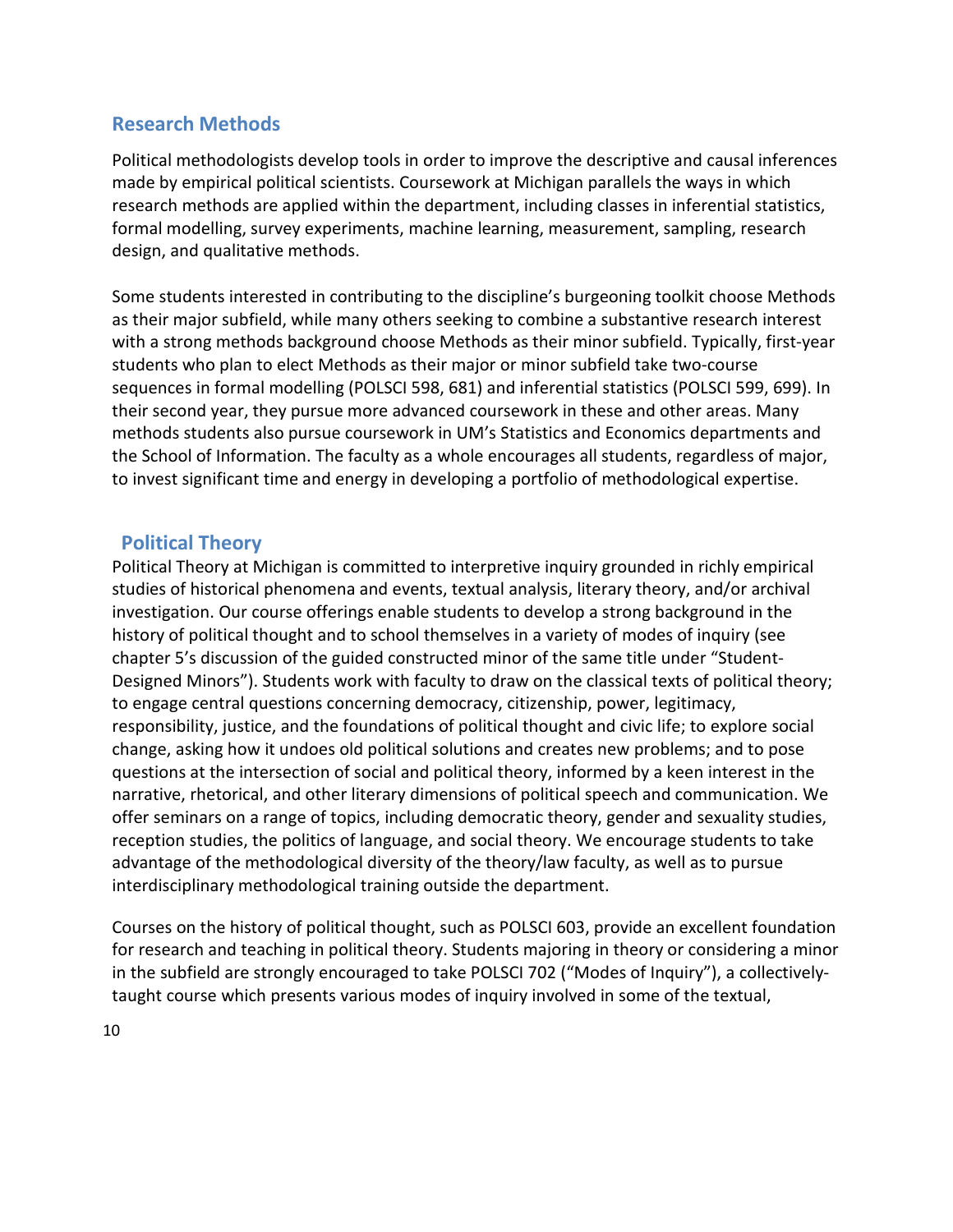## Research Methods

Political methodologists develop tools in order to improve the descriptive and causal inferences made by empirical political scientists. Coursework at Michigan parallels the ways in which research methods are applied within the department, including classes in inferential statistics, formal modelling, survey experiments, machine learning, measurement, sampling, research design, and qualitative methods.

Some students interested in contributing to the discipline's burgeoning toolkit choose Methods as their major subfield, while many others seeking to combine a substantive research interest with a strong methods background choose Methods as their minor subfield. Typically, first-year students who plan to elect Methods as their major or minor subfield take two-course sequences in formal modelling (POLSCI 598, 681) and inferential statistics (POLSCI 599, 699). In their second year, they pursue more advanced coursework in these and other areas. Many methods students also pursue coursework in UM's Statistics and Economics departments and the School of Information. The faculty as a whole encourages all students, regardless of major, to invest significant time and energy in developing a portfolio of methodological expertise.

## Political Theory

Political Theory at Michigan is committed to interpretive inquiry grounded in richly empirical studies of historical phenomena and events, textual analysis, literary theory, and/or archival investigation. Our course offerings enable students to develop a strong background in the history of political thought and to school themselves in a variety of modes of inquiry (see chapter 5's discussion of the guided constructed minor of the same title under "Student-Designed Minors"). Students work with faculty to draw on the classical texts of political theory; to engage central questions concerning democracy, citizenship, power, legitimacy, responsibility, justice, and the foundations of political thought and civic life; to explore social change, asking how it undoes old political solutions and creates new problems; and to pose questions at the intersection of social and political theory, informed by a keen interest in the narrative, rhetorical, and other literary dimensions of political speech and communication. We offer seminars on a range of topics, including democratic theory, gender and sexuality studies, reception studies, the politics of language, and social theory. We encourage students to take advantage of the methodological diversity of the theory/law faculty, as well as to pursue interdisciplinary methodological training outside the department.

Courses on the history of political thought, such as POLSCI 603, provide an excellent foundation for research and teaching in political theory. Students majoring in theory or considering a minor in the subfield are strongly encouraged to take POLSCI 702 ("Modes of Inquiry"), a collectively-taught course which presents various modes of inquiry involved in some of the textual,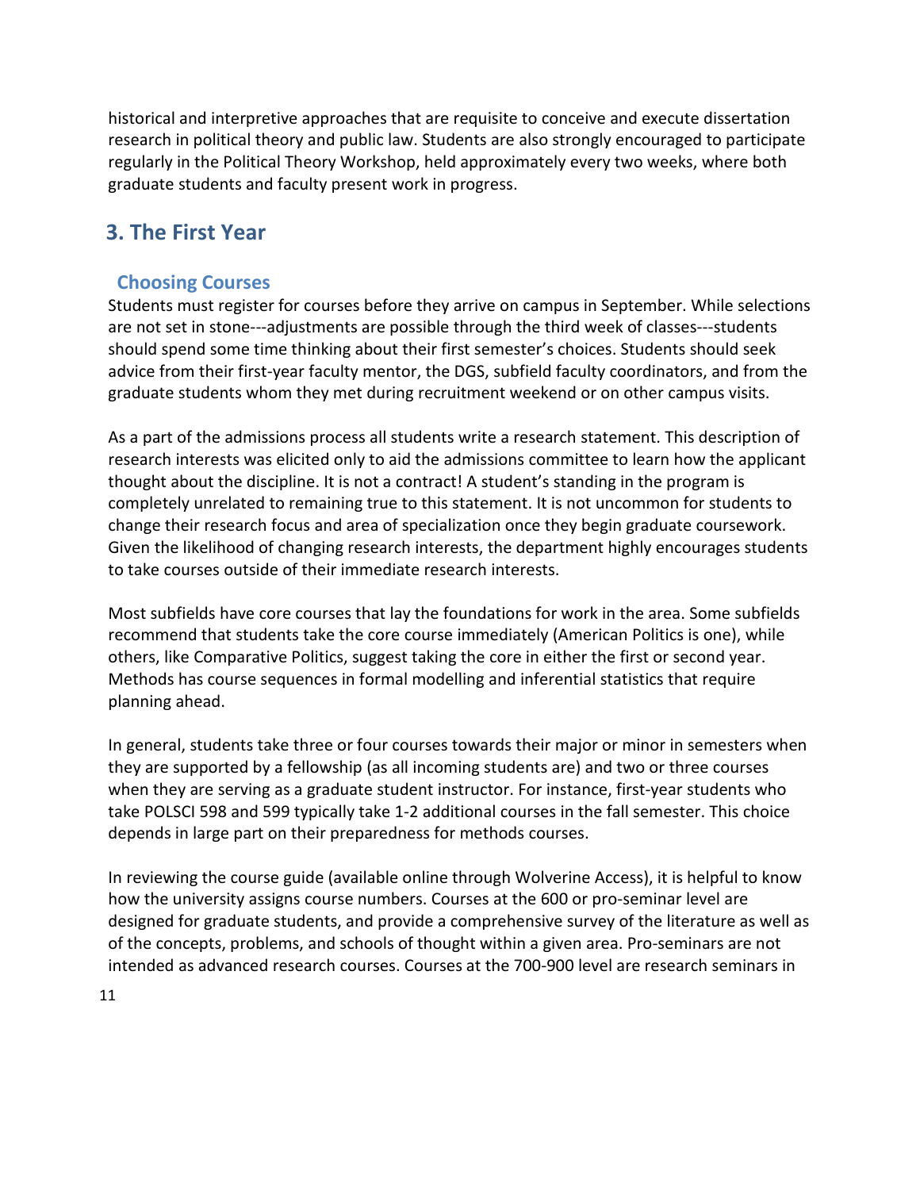historical and interpretive approaches that are requisite to conceive and execute dissertation research in political theory and public law. Students are also strongly encouraged to participate regularly in the Political Theory Workshop, held approximately every two weeks, where both graduate students and faculty present work in progress.

# 3. The First Year

## Choosing Courses

Students must register for courses before they arrive on campus in September. While selections are not set in stone---adjustments are possible through the third week of classes---students should spend some time thinking about their first semester's choices. Students should seek advice from their first-year faculty mentor, the DGS, subfield faculty coordinators, and from the graduate students whom they met during recruitment weekend or on other campus visits.

As a part of the admissions process all students write a research statement. This description of research interests was elicited only to aid the admissions committee to learn how the applicant thought about the discipline. It is not a contract! A student's standing in the program is completely unrelated to remaining true to this statement. It is not uncommon for students to change their research focus and area of specialization once they begin graduate coursework. Given the likelihood of changing research interests, the department highly encourages students to take courses outside of their immediate research interests.

Most subfields have core courses that lay the foundations for work in the area. Some subfields recommend that students take the core course immediately (American Politics is one), while others, like Comparative Politics, suggest taking the core in either the first or second year. Methods has course sequences in formal modelling and inferential statistics that require planning ahead.

In general, students take three or four courses towards their major or minor in semesters when they are supported by a fellowship (as all incoming students are) and two or three courses when they are serving as a graduate student instructor. For instance, first-year students who take POLSCI 598 and 599 typically take 1-2 additional courses in the fall semester. This choice depends in large part on their preparedness for methods courses.

In reviewing the course guide (available online through Wolverine Access), it is helpful to know how the university assigns course numbers. Courses at the 600 or pro-seminar level are designed for graduate students, and provide a comprehensive survey of the literature as well as of the concepts, problems, and schools of thought within a given area. Pro-seminars are not intended as advanced research courses. Courses at the 700-900 level are research seminars in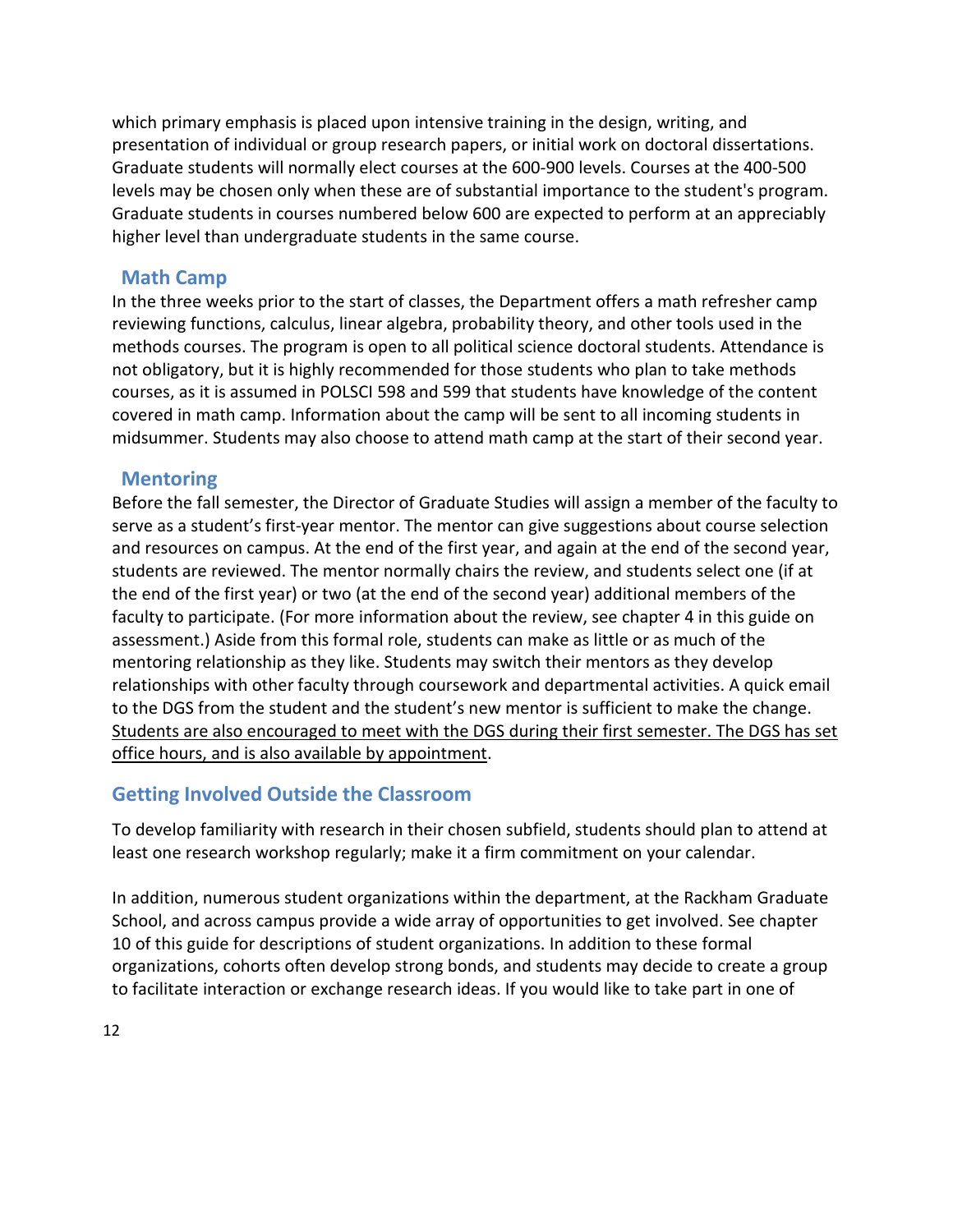which primary emphasis is placed upon intensive training in the design, writing, and presentation of individual or group research papers, or initial work on doctoral dissertations. Graduate students will normally elect courses at the 600-900 levels. Courses at the 400-500 levels may be chosen only when these are of substantial importance to the student's program. Graduate students in courses numbered below 600 are expected to perform at an appreciably higher level than undergraduate students in the same course.

### Math Camp

In the three weeks prior to the start of classes, the Department offers a math refresher camp reviewing functions, calculus, linear algebra, probability theory, and other tools used in the methods courses. The program is open to all political science doctoral students. Attendance is not obligatory, but it is highly recommended for those students who plan to take methods courses, as it is assumed in POLSCI 598 and 599 that students have knowledge of the content covered in math camp. Information about the camp will be sent to all incoming students in midsummer. Students may also choose to attend math camp at the start of their second year.

### Mentoring

Before the fall semester, the Director of Graduate Studies will assign a member of the faculty to serve as a student's first-year mentor. The mentor can give suggestions about course selection and resources on campus. At the end of the first year, and again at the end of the second year, students are reviewed. The mentor normally chairs the review, and students select one (if at the end of the first year) or two (at the end of the second year) additional members of the faculty to participate. (For more information about the review, see chapter 4 in this guide on assessment.) Aside from this formal role, students can make as little or as much of the mentoring relationship as they like. Students may switch their mentors as they develop relationships with other faculty through coursework and departmental activities. A quick email to the DGS from the student and the student's new mentor is sufficient to make the change. <u>Students are also encouraged to meet with the DGS during their first semester. The DGS has set office hours, and is also available by appointment</u>.

## Getting Involved Outside the Classroom

To develop familiarity with research in their chosen subfield, students should plan to attend at least one research workshop regularly; make it a firm commitment on your calendar.

In addition, numerous student organizations within the department, at the Rackham Graduate School, and across campus provide a wide array of opportunities to get involved. See chapter 10 of this guide for descriptions of student organizations. In addition to these formal organizations, cohorts often develop strong bonds, and students may decide to create a group to facilitate interaction or exchange research ideas. If you would like to take part in one of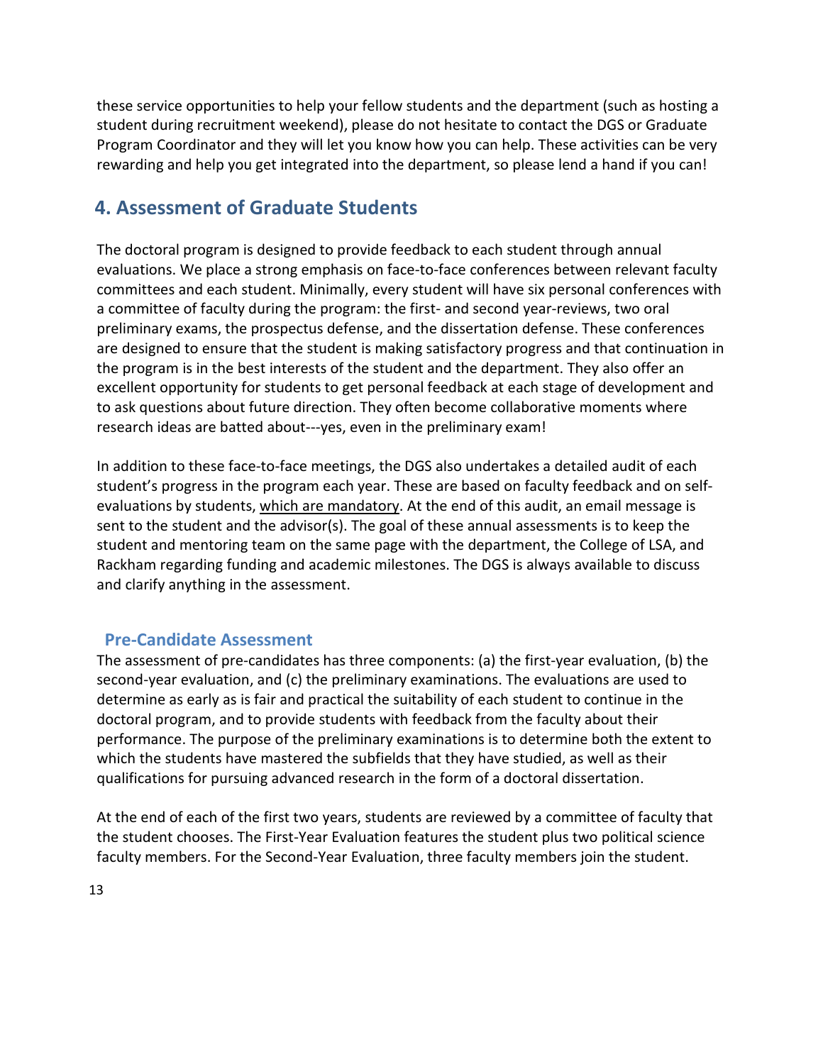these service opportunities to help your fellow students and the department (such as hosting a student during recruitment weekend), please do not hesitate to contact the DGS or Graduate Program Coordinator and they will let you know how you can help. These activities can be very rewarding and help you get integrated into the department, so please lend a hand if you can!

## 4. Assessment of Graduate Students

The doctoral program is designed to provide feedback to each student through annual evaluations. We place a strong emphasis on face-to-face conferences between relevant faculty committees and each student. Minimally, every student will have six personal conferences with a committee of faculty during the program: the first- and second year-reviews, two oral preliminary exams, the prospectus defense, and the dissertation defense. These conferences are designed to ensure that the student is making satisfactory progress and that continuation in the program is in the best interests of the student and the department. They also offer an excellent opportunity for students to get personal feedback at each stage of development and to ask questions about future direction. They often become collaborative moments where research ideas are batted about---yes, even in the preliminary exam!

In addition to these face-to-face meetings, the DGS also undertakes a detailed audit of each student's progress in the program each year. These are based on faculty feedback and on self-evaluations by students, which are mandatory. At the end of this audit, an email message is sent to the student and the advisor(s). The goal of these annual assessments is to keep the student and mentoring team on the same page with the department, the College of LSA, and Rackham regarding funding and academic milestones. The DGS is always available to discuss and clarify anything in the assessment.

### Pre-Candidate Assessment

The assessment of pre-candidates has three components: (a) the first-year evaluation, (b) the second-year evaluation, and (c) the preliminary examinations. The evaluations are used to determine as early as is fair and practical the suitability of each student to continue in the doctoral program, and to provide students with feedback from the faculty about their performance. The purpose of the preliminary examinations is to determine both the extent to which the students have mastered the subfields that they have studied, as well as their qualifications for pursuing advanced research in the form of a doctoral dissertation.

At the end of each of the first two years, students are reviewed by a committee of faculty that the student chooses. The First-Year Evaluation features the student plus two political science faculty members. For the Second-Year Evaluation, three faculty members join the student.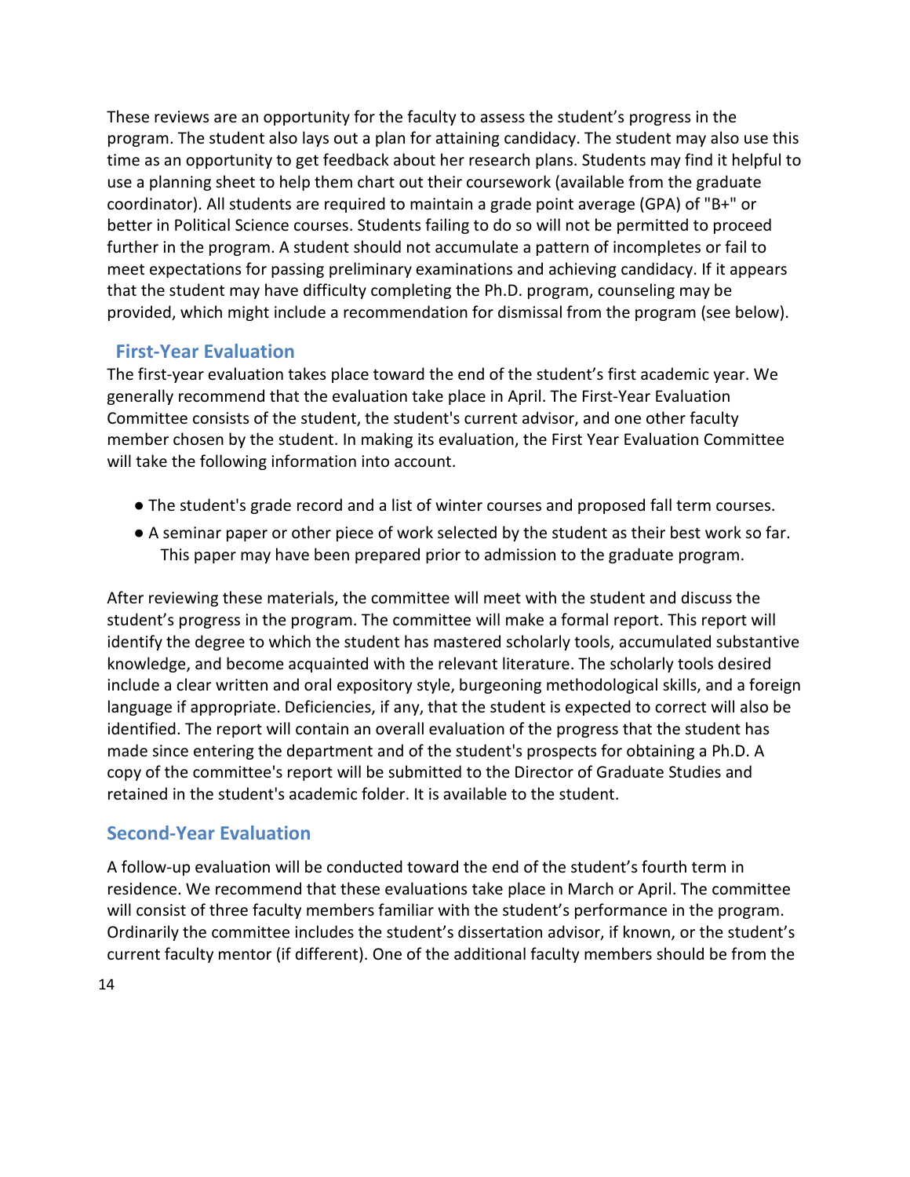These reviews are an opportunity for the faculty to assess the student's progress in the program. The student also lays out a plan for attaining candidacy. The student may also use this time as an opportunity to get feedback about her research plans. Students may find it helpful to use a planning sheet to help them chart out their coursework (available from the graduate coordinator). All students are required to maintain a grade point average (GPA) of "B+" or better in Political Science courses. Students failing to do so will not be permitted to proceed further in the program. A student should not accumulate a pattern of incompletes or fail to meet expectations for passing preliminary examinations and achieving candidacy. If it appears that the student may have difficulty completing the Ph.D. program, counseling may be provided, which might include a recommendation for dismissal from the program (see below).

## First-Year Evaluation

The first-year evaluation takes place toward the end of the student's first academic year. We generally recommend that the evaluation take place in April. The First-Year Evaluation Committee consists of the student, the student's current advisor, and one other faculty member chosen by the student. In making its evaluation, the First Year Evaluation Committee will take the following information into account.

- The student's grade record and a list of winter courses and proposed fall term courses.
- A seminar paper or other piece of work selected by the student as their best work so far. This paper may have been prepared prior to admission to the graduate program.

After reviewing these materials, the committee will meet with the student and discuss the student's progress in the program. The committee will make a formal report. This report will identify the degree to which the student has mastered scholarly tools, accumulated substantive knowledge, and become acquainted with the relevant literature. The scholarly tools desired include a clear written and oral expository style, burgeoning methodological skills, and a foreign language if appropriate. Deficiencies, if any, that the student is expected to correct will also be identified. The report will contain an overall evaluation of the progress that the student has made since entering the department and of the student's prospects for obtaining a Ph.D. A copy of the committee's report will be submitted to the Director of Graduate Studies and retained in the student's academic folder. It is available to the student.

## Second-Year Evaluation

A follow-up evaluation will be conducted toward the end of the student's fourth term in residence. We recommend that these evaluations take place in March or April. The committee will consist of three faculty members familiar with the student's performance in the program. Ordinarily the committee includes the student's dissertation advisor, if known, or the student's current faculty mentor (if different). One of the additional faculty members should be from the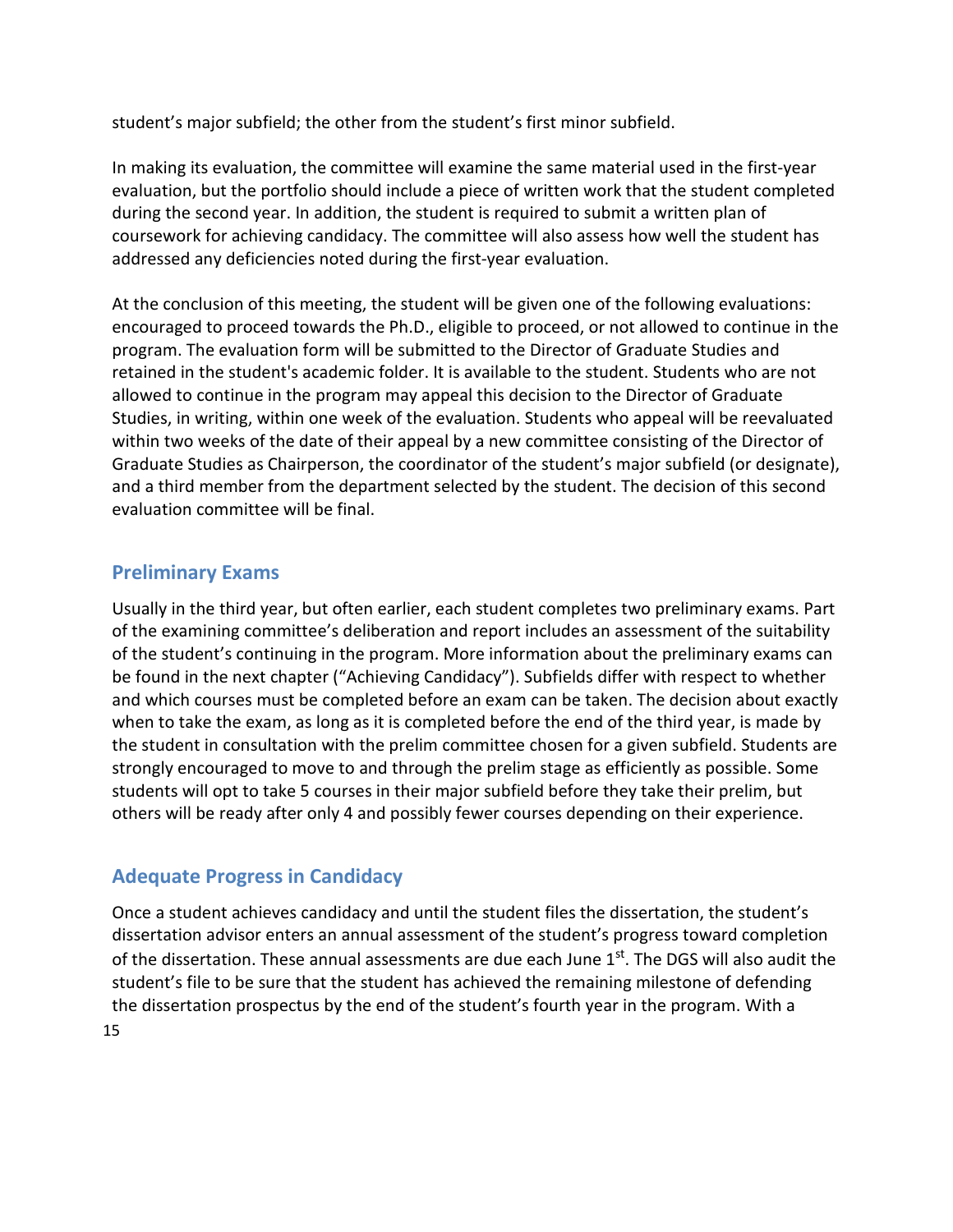student's major subfield; the other from the student's first minor subfield.

In making its evaluation, the committee will examine the same material used in the first-year evaluation, but the portfolio should include a piece of written work that the student completed during the second year. In addition, the student is required to submit a written plan of coursework for achieving candidacy. The committee will also assess how well the student has addressed any deficiencies noted during the first-year evaluation.

At the conclusion of this meeting, the student will be given one of the following evaluations: encouraged to proceed towards the Ph.D., eligible to proceed, or not allowed to continue in the program. The evaluation form will be submitted to the Director of Graduate Studies and retained in the student's academic folder. It is available to the student. Students who are not allowed to continue in the program may appeal this decision to the Director of Graduate Studies, in writing, within one week of the evaluation. Students who appeal will be reevaluated within two weeks of the date of their appeal by a new committee consisting of the Director of Graduate Studies as Chairperson, the coordinator of the student's major subfield (or designate), and a third member from the department selected by the student. The decision of this second evaluation committee will be final.

## Preliminary Exams

Usually in the third year, but often earlier, each student completes two preliminary exams. Part of the examining committee's deliberation and report includes an assessment of the suitability of the student's continuing in the program. More information about the preliminary exams can be found in the next chapter ("Achieving Candidacy"). Subfields differ with respect to whether and which courses must be completed before an exam can be taken. The decision about exactly when to take the exam, as long as it is completed before the end of the third year, is made by the student in consultation with the prelim committee chosen for a given subfield. Students are strongly encouraged to move to and through the prelim stage as efficiently as possible. Some students will opt to take 5 courses in their major subfield before they take their prelim, but others will be ready after only 4 and possibly fewer courses depending on their experience.

## Adequate Progress in Candidacy

Once a student achieves candidacy and until the student files the dissertation, the student's dissertation advisor enters an annual assessment of the student's progress toward completion of the dissertation. These annual assessments are due each June 1st. The DGS will also audit the student's file to be sure that the student has achieved the remaining milestone of defending the dissertation prospectus by the end of the student's fourth year in the program. With a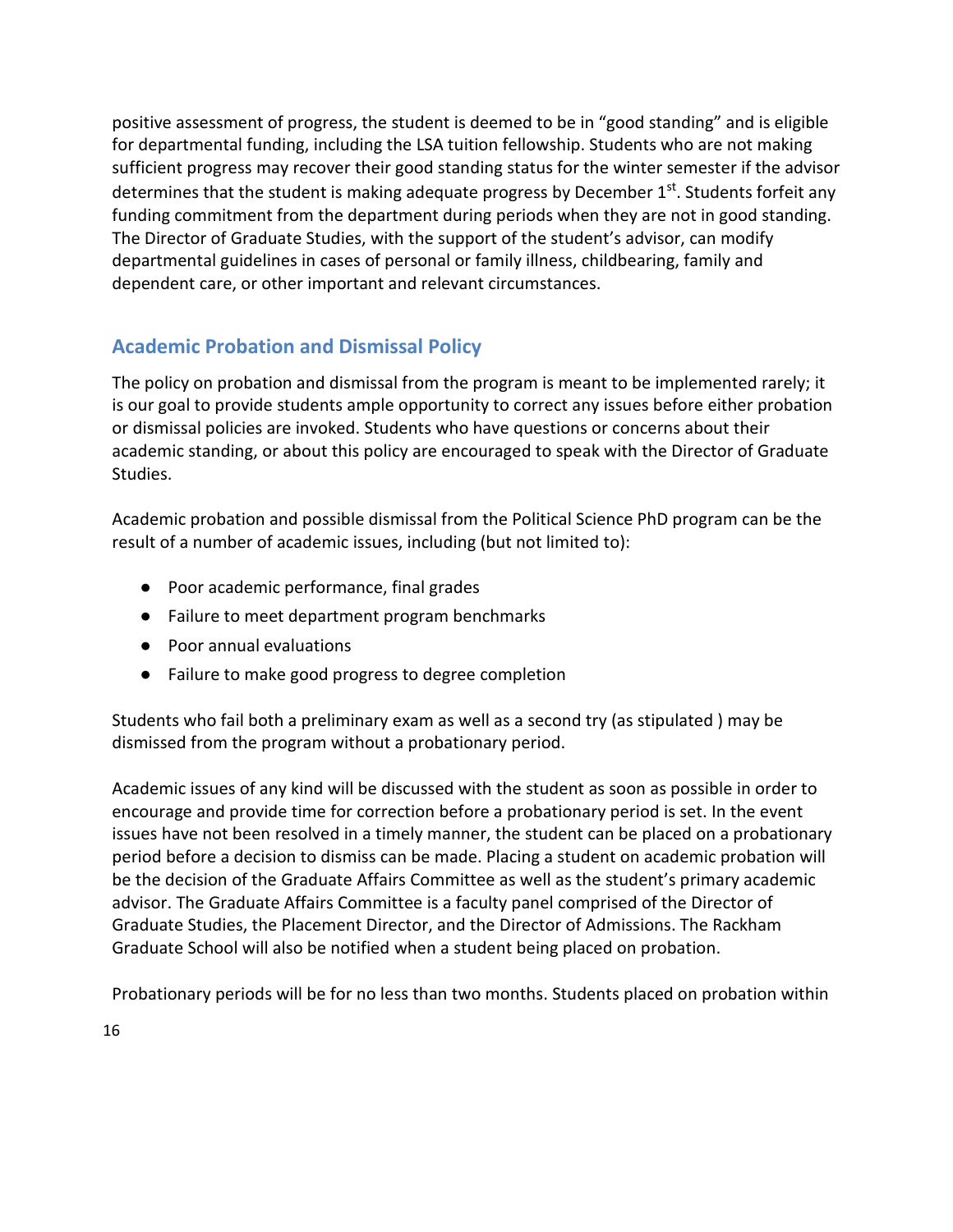positive assessment of progress, the student is deemed to be in "good standing" and is eligible for departmental funding, including the LSA tuition fellowship. Students who are not making sufficient progress may recover their good standing status for the winter semester if the advisor determines that the student is making adequate progress by December 1st. Students forfeit any funding commitment from the department during periods when they are not in good standing. The Director of Graduate Studies, with the support of the student's advisor, can modify departmental guidelines in cases of personal or family illness, childbearing, family and dependent care, or other important and relevant circumstances.

## Academic Probation and Dismissal Policy

The policy on probation and dismissal from the program is meant to be implemented rarely; it is our goal to provide students ample opportunity to correct any issues before either probation or dismissal policies are invoked. Students who have questions or concerns about their academic standing, or about this policy are encouraged to speak with the Director of Graduate Studies.

Academic probation and possible dismissal from the Political Science PhD program can be the result of a number of academic issues, including (but not limited to):

- Poor academic performance, final grades
- Failure to meet department program benchmarks
- Poor annual evaluations
- Failure to make good progress to degree completion

Students who fail both a preliminary exam as well as a second try (as stipulated ) may be dismissed from the program without a probationary period.

Academic issues of any kind will be discussed with the student as soon as possible in order to encourage and provide time for correction before a probationary period is set. In the event issues have not been resolved in a timely manner, the student can be placed on a probationary period before a decision to dismiss can be made. Placing a student on academic probation will be the decision of the Graduate Affairs Committee as well as the student's primary academic advisor. The Graduate Affairs Committee is a faculty panel comprised of the Director of Graduate Studies, the Placement Director, and the Director of Admissions. The Rackham Graduate School will also be notified when a student being placed on probation.

Probationary periods will be for no less than two months. Students placed on probation within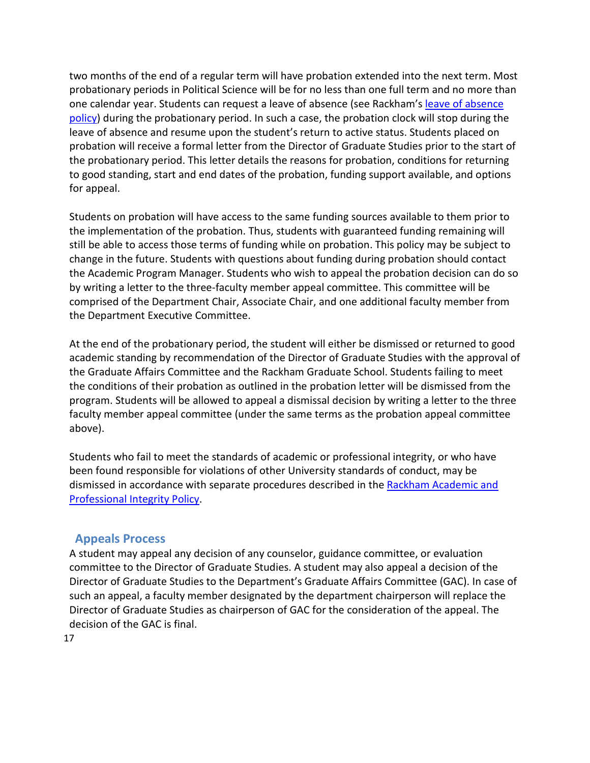two months of the end of a regular term will have probation extended into the next term. Most probationary periods in Political Science will be for no less than one full term and no more than one calendar year. Students can request a leave of absence (see Rackham's [leave of absence policy]) during the probationary period. In such a case, the probation clock will stop during the leave of absence and resume upon the student's return to active status. Students placed on probation will receive a formal letter from the Director of Graduate Studies prior to the start of the probationary period. This letter details the reasons for probation, conditions for returning to good standing, start and end dates of the probation, funding support available, and options for appeal.

Students on probation will have access to the same funding sources available to them prior to the implementation of the probation. Thus, students with guaranteed funding remaining will still be able to access those terms of funding while on probation. This policy may be subject to change in the future. Students with questions about funding during probation should contact the Academic Program Manager. Students who wish to appeal the probation decision can do so by writing a letter to the three-faculty member appeal committee. This committee will be comprised of the Department Chair, Associate Chair, and one additional faculty member from the Department Executive Committee.

At the end of the probationary period, the student will either be dismissed or returned to good academic standing by recommendation of the Director of Graduate Studies with the approval of the Graduate Affairs Committee and the Rackham Graduate School. Students failing to meet the conditions of their probation as outlined in the probation letter will be dismissed from the program. Students will be allowed to appeal a dismissal decision by writing a letter to the three faculty member appeal committee (under the same terms as the probation appeal committee above).

Students who fail to meet the standards of academic or professional integrity, or who have been found responsible for violations of other University standards of conduct, may be dismissed in accordance with separate procedures described in the [Rackham Academic and Professional Integrity Policy].

## Appeals Process

A student may appeal any decision of any counselor, guidance committee, or evaluation committee to the Director of Graduate Studies. A student may also appeal a decision of the Director of Graduate Studies to the Department's Graduate Affairs Committee (GAC). In case of such an appeal, a faculty member designated by the department chairperson will replace the Director of Graduate Studies as chairperson of GAC for the consideration of the appeal. The decision of the GAC is final.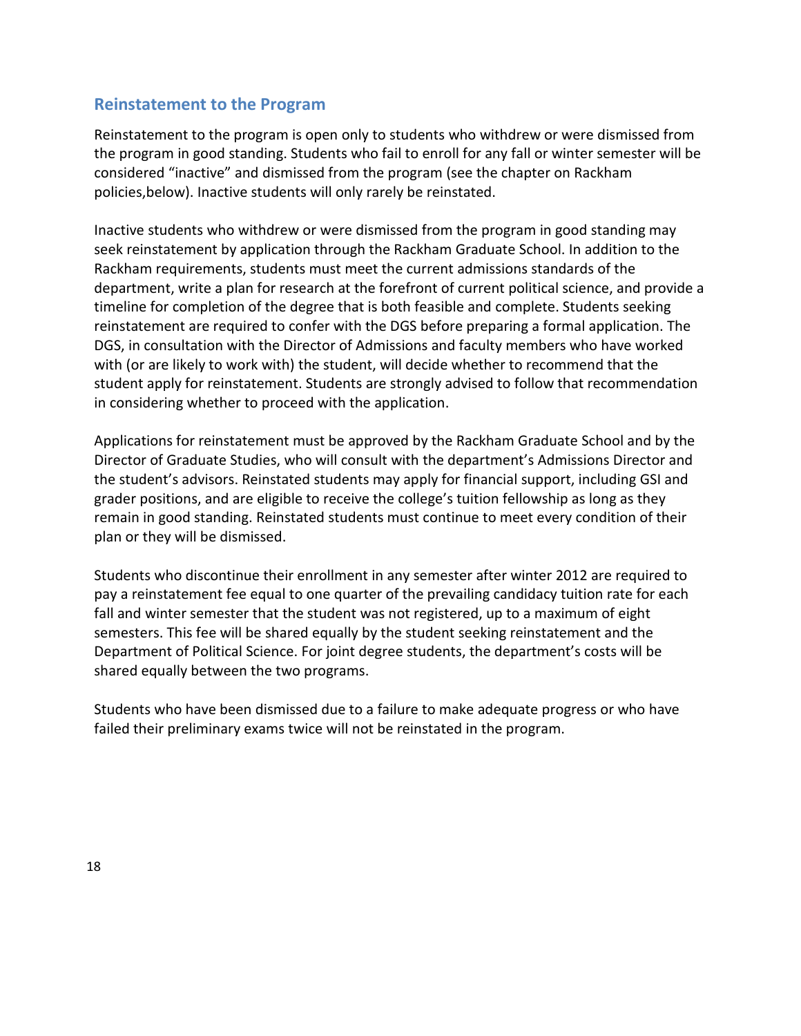## Reinstatement to the Program

Reinstatement to the program is open only to students who withdrew or were dismissed from the program in good standing. Students who fail to enroll for any fall or winter semester will be considered "inactive" and dismissed from the program (see the chapter on Rackham policies,below). Inactive students will only rarely be reinstated.

Inactive students who withdrew or were dismissed from the program in good standing may seek reinstatement by application through the Rackham Graduate School. In addition to the Rackham requirements, students must meet the current admissions standards of the department, write a plan for research at the forefront of current political science, and provide a timeline for completion of the degree that is both feasible and complete. Students seeking reinstatement are required to confer with the DGS before preparing a formal application. The DGS, in consultation with the Director of Admissions and faculty members who have worked with (or are likely to work with) the student, will decide whether to recommend that the student apply for reinstatement. Students are strongly advised to follow that recommendation in considering whether to proceed with the application.

Applications for reinstatement must be approved by the Rackham Graduate School and by the Director of Graduate Studies, who will consult with the department's Admissions Director and the student's advisors. Reinstated students may apply for financial support, including GSI and grader positions, and are eligible to receive the college's tuition fellowship as long as they remain in good standing. Reinstated students must continue to meet every condition of their plan or they will be dismissed.

Students who discontinue their enrollment in any semester after winter 2012 are required to pay a reinstatement fee equal to one quarter of the prevailing candidacy tuition rate for each fall and winter semester that the student was not registered, up to a maximum of eight semesters. This fee will be shared equally by the student seeking reinstatement and the Department of Political Science. For joint degree students, the department's costs will be shared equally between the two programs.

Students who have been dismissed due to a failure to make adequate progress or who have failed their preliminary exams twice will not be reinstated in the program.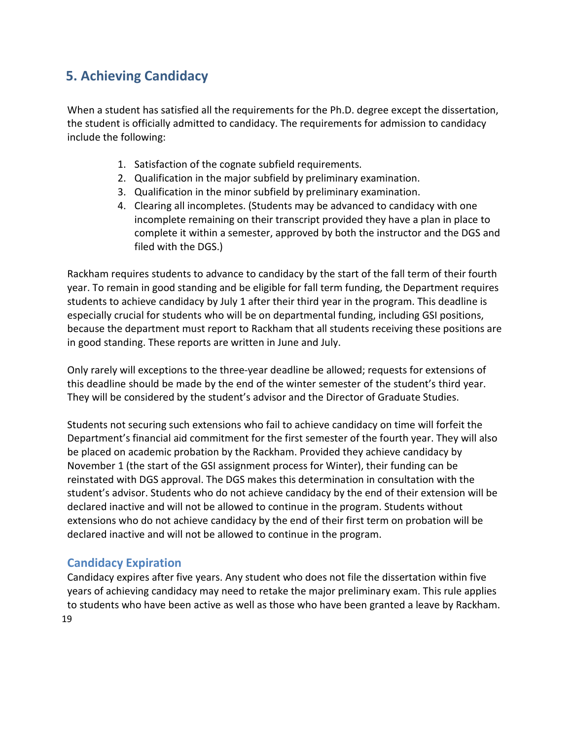## 5. Achieving Candidacy

When a student has satisfied all the requirements for the Ph.D. degree except the dissertation, the student is officially admitted to candidacy. The requirements for admission to candidacy include the following:

1. Satisfaction of the cognate subfield requirements.
2. Qualification in the major subfield by preliminary examination.
3. Qualification in the minor subfield by preliminary examination.
4. Clearing all incompletes. (Students may be advanced to candidacy with one incomplete remaining on their transcript provided they have a plan in place to complete it within a semester, approved by both the instructor and the DGS and filed with the DGS.)

Rackham requires students to advance to candidacy by the start of the fall term of their fourth year. To remain in good standing and be eligible for fall term funding, the Department requires students to achieve candidacy by July 1 after their third year in the program. This deadline is especially crucial for students who will be on departmental funding, including GSI positions, because the department must report to Rackham that all students receiving these positions are in good standing. These reports are written in June and July.

Only rarely will exceptions to the three-year deadline be allowed; requests for extensions of this deadline should be made by the end of the winter semester of the student's third year. They will be considered by the student's advisor and the Director of Graduate Studies.

Students not securing such extensions who fail to achieve candidacy on time will forfeit the Department's financial aid commitment for the first semester of the fourth year. They will also be placed on academic probation by the Rackham. Provided they achieve candidacy by November 1 (the start of the GSI assignment process for Winter), their funding can be reinstated with DGS approval. The DGS makes this determination in consultation with the student's advisor. Students who do not achieve candidacy by the end of their extension will be declared inactive and will not be allowed to continue in the program. Students without extensions who do not achieve candidacy by the end of their first term on probation will be declared inactive and will not be allowed to continue in the program.

### Candidacy Expiration

Candidacy expires after five years. Any student who does not file the dissertation within five years of achieving candidacy may need to retake the major preliminary exam. This rule applies to students who have been active as well as those who have been granted a leave by Rackham.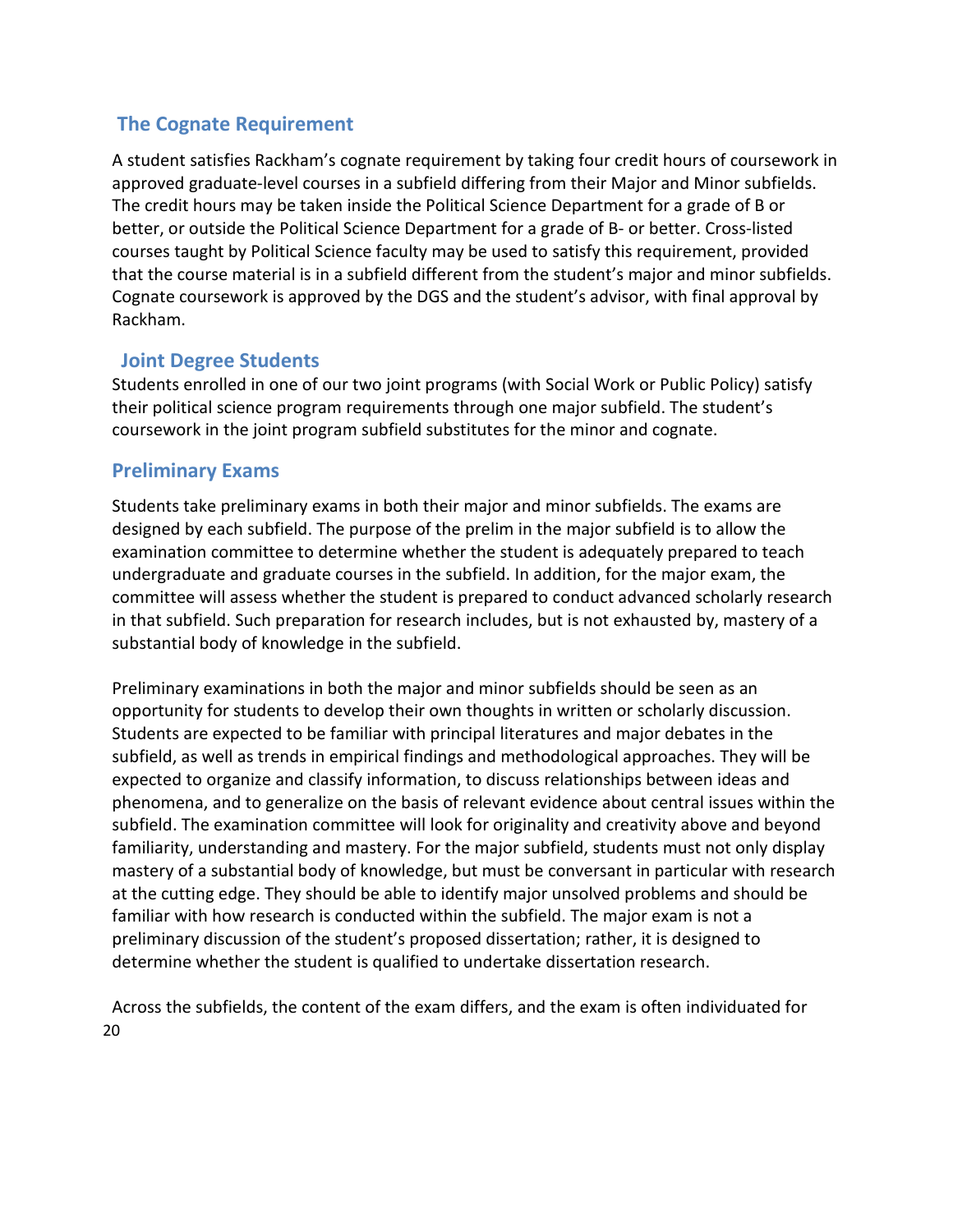## The Cognate Requirement

A student satisfies Rackham's cognate requirement by taking four credit hours of coursework in approved graduate-level courses in a subfield differing from their Major and Minor subfields. The credit hours may be taken inside the Political Science Department for a grade of B or better, or outside the Political Science Department for a grade of B- or better. Cross-listed courses taught by Political Science faculty may be used to satisfy this requirement, provided that the course material is in a subfield different from the student's major and minor subfields. Cognate coursework is approved by the DGS and the student's advisor, with final approval by Rackham.

### Joint Degree Students

Students enrolled in one of our two joint programs (with Social Work or Public Policy) satisfy their political science program requirements through one major subfield. The student's coursework in the joint program subfield substitutes for the minor and cognate.

## Preliminary Exams

Students take preliminary exams in both their major and minor subfields. The exams are designed by each subfield. The purpose of the prelim in the major subfield is to allow the examination committee to determine whether the student is adequately prepared to teach undergraduate and graduate courses in the subfield. In addition, for the major exam, the committee will assess whether the student is prepared to conduct advanced scholarly research in that subfield. Such preparation for research includes, but is not exhausted by, mastery of a substantial body of knowledge in the subfield.

Preliminary examinations in both the major and minor subfields should be seen as an opportunity for students to develop their own thoughts in written or scholarly discussion. Students are expected to be familiar with principal literatures and major debates in the subfield, as well as trends in empirical findings and methodological approaches. They will be expected to organize and classify information, to discuss relationships between ideas and phenomena, and to generalize on the basis of relevant evidence about central issues within the subfield. The examination committee will look for originality and creativity above and beyond familiarity, understanding and mastery. For the major subfield, students must not only display mastery of a substantial body of knowledge, but must be conversant in particular with research at the cutting edge. They should be able to identify major unsolved problems and should be familiar with how research is conducted within the subfield. The major exam is not a preliminary discussion of the student's proposed dissertation; rather, it is designed to determine whether the student is qualified to undertake dissertation research.

Across the subfields, the content of the exam differs, and the exam is often individuated for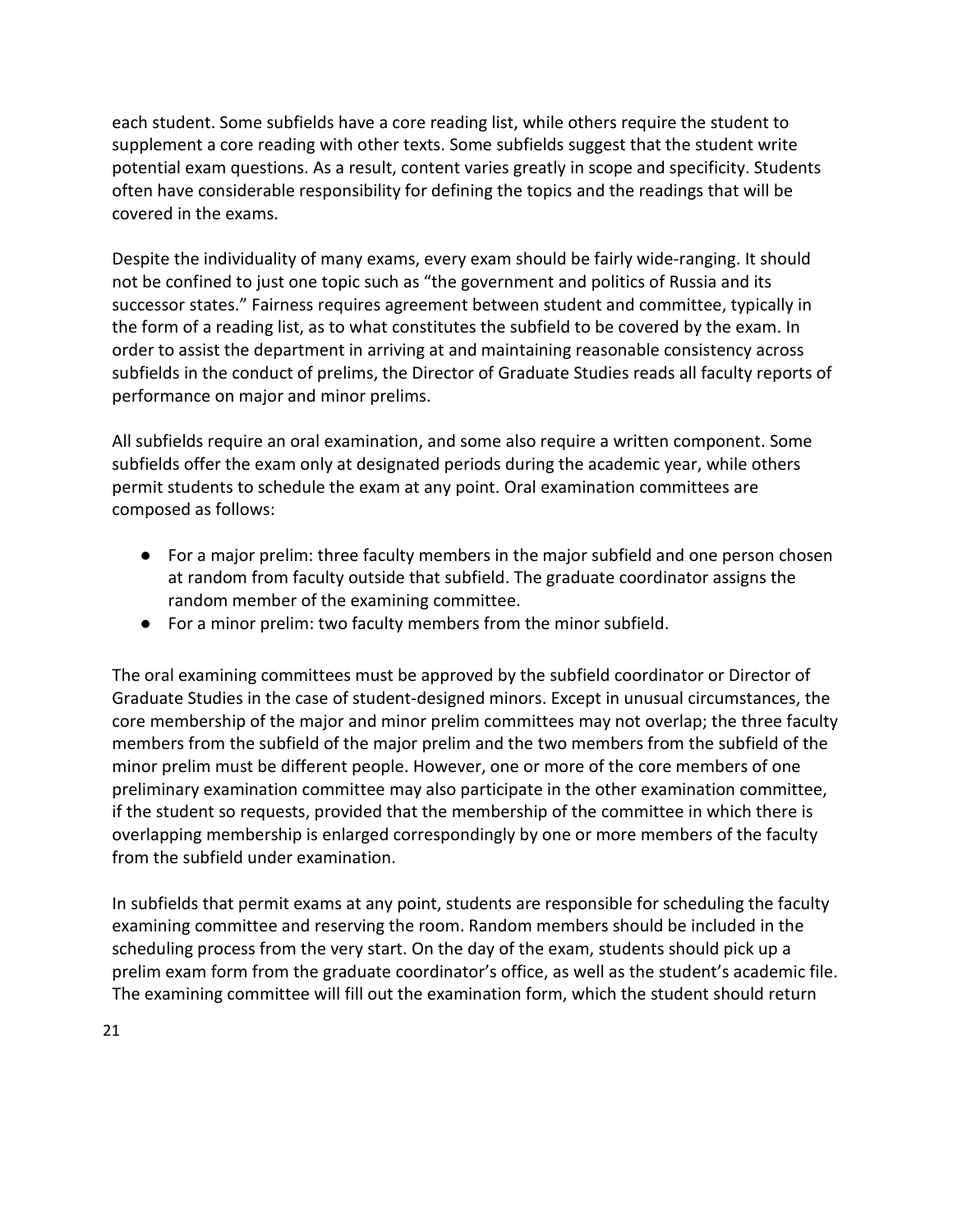each student. Some subfields have a core reading list, while others require the student to supplement a core reading with other texts. Some subfields suggest that the student write potential exam questions. As a result, content varies greatly in scope and specificity. Students often have considerable responsibility for defining the topics and the readings that will be covered in the exams.

Despite the individuality of many exams, every exam should be fairly wide-ranging. It should not be confined to just one topic such as "the government and politics of Russia and its successor states." Fairness requires agreement between student and committee, typically in the form of a reading list, as to what constitutes the subfield to be covered by the exam. In order to assist the department in arriving at and maintaining reasonable consistency across subfields in the conduct of prelims, the Director of Graduate Studies reads all faculty reports of performance on major and minor prelims.

All subfields require an oral examination, and some also require a written component. Some subfields offer the exam only at designated periods during the academic year, while others permit students to schedule the exam at any point. Oral examination committees are composed as follows:

- For a major prelim: three faculty members in the major subfield and one person chosen at random from faculty outside that subfield. The graduate coordinator assigns the random member of the examining committee.
- For a minor prelim: two faculty members from the minor subfield.

The oral examining committees must be approved by the subfield coordinator or Director of Graduate Studies in the case of student-designed minors. Except in unusual circumstances, the core membership of the major and minor prelim committees may not overlap; the three faculty members from the subfield of the major prelim and the two members from the subfield of the minor prelim must be different people. However, one or more of the core members of one preliminary examination committee may also participate in the other examination committee, if the student so requests, provided that the membership of the committee in which there is overlapping membership is enlarged correspondingly by one or more members of the faculty from the subfield under examination.

In subfields that permit exams at any point, students are responsible for scheduling the faculty examining committee and reserving the room. Random members should be included in the scheduling process from the very start. On the day of the exam, students should pick up a prelim exam form from the graduate coordinator's office, as well as the student's academic file. The examining committee will fill out the examination form, which the student should return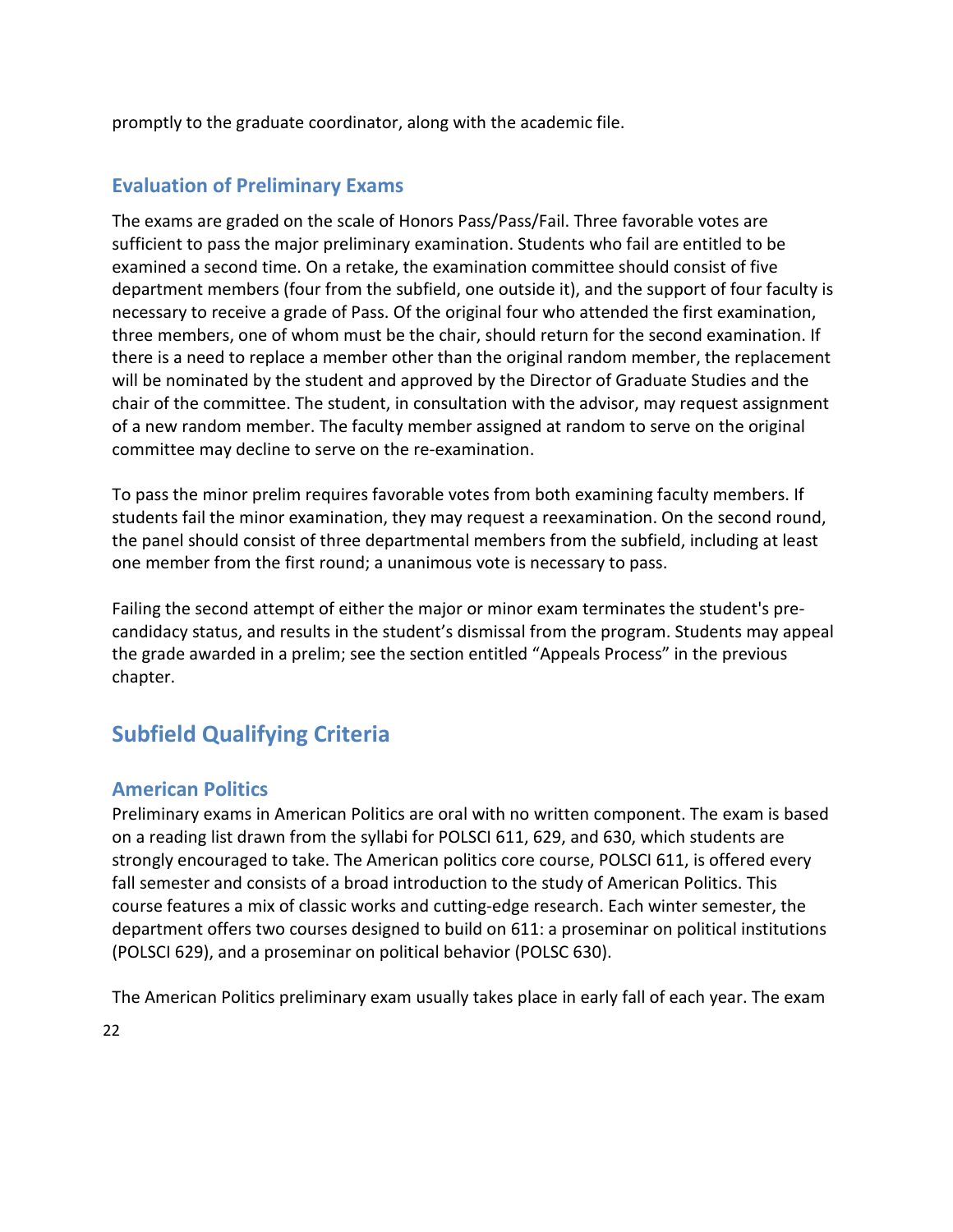promptly to the graduate coordinator, along with the academic file.

### Evaluation of Preliminary Exams

The exams are graded on the scale of Honors Pass/Pass/Fail. Three favorable votes are sufficient to pass the major preliminary examination. Students who fail are entitled to be examined a second time. On a retake, the examination committee should consist of five department members (four from the subfield, one outside it), and the support of four faculty is necessary to receive a grade of Pass. Of the original four who attended the first examination, three members, one of whom must be the chair, should return for the second examination. If there is a need to replace a member other than the original random member, the replacement will be nominated by the student and approved by the Director of Graduate Studies and the chair of the committee. The student, in consultation with the advisor, may request assignment of a new random member. The faculty member assigned at random to serve on the original committee may decline to serve on the re-examination.

To pass the minor prelim requires favorable votes from both examining faculty members. If students fail the minor examination, they may request a reexamination. On the second round, the panel should consist of three departmental members from the subfield, including at least one member from the first round; a unanimous vote is necessary to pass.

Failing the second attempt of either the major or minor exam terminates the student's pre-candidacy status, and results in the student's dismissal from the program. Students may appeal the grade awarded in a prelim; see the section entitled "Appeals Process" in the previous chapter.

## Subfield Qualifying Criteria

### American Politics

Preliminary exams in American Politics are oral with no written component. The exam is based on a reading list drawn from the syllabi for POLSCI 611, 629, and 630, which students are strongly encouraged to take. The American politics core course, POLSCI 611, is offered every fall semester and consists of a broad introduction to the study of American Politics. This course features a mix of classic works and cutting-edge research. Each winter semester, the department offers two courses designed to build on 611: a proseminar on political institutions (POLSCI 629), and a proseminar on political behavior (POLSC 630).

The American Politics preliminary exam usually takes place in early fall of each year. The exam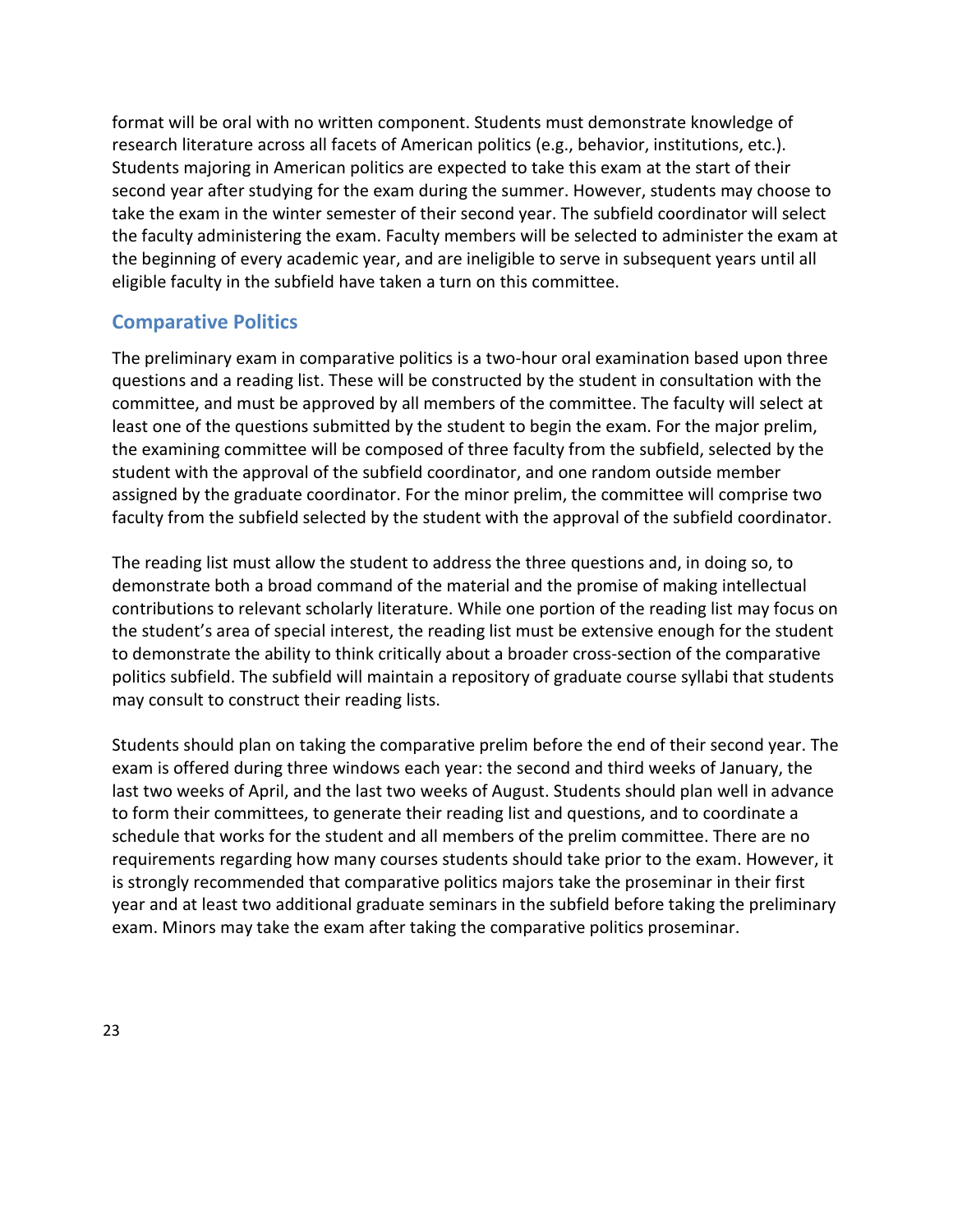format will be oral with no written component. Students must demonstrate knowledge of research literature across all facets of American politics (e.g., behavior, institutions, etc.). Students majoring in American politics are expected to take this exam at the start of their second year after studying for the exam during the summer. However, students may choose to take the exam in the winter semester of their second year. The subfield coordinator will select the faculty administering the exam. Faculty members will be selected to administer the exam at the beginning of every academic year, and are ineligible to serve in subsequent years until all eligible faculty in the subfield have taken a turn on this committee.

### Comparative Politics

The preliminary exam in comparative politics is a two-hour oral examination based upon three questions and a reading list. These will be constructed by the student in consultation with the committee, and must be approved by all members of the committee. The faculty will select at least one of the questions submitted by the student to begin the exam. For the major prelim, the examining committee will be composed of three faculty from the subfield, selected by the student with the approval of the subfield coordinator, and one random outside member assigned by the graduate coordinator. For the minor prelim, the committee will comprise two faculty from the subfield selected by the student with the approval of the subfield coordinator.

The reading list must allow the student to address the three questions and, in doing so, to demonstrate both a broad command of the material and the promise of making intellectual contributions to relevant scholarly literature. While one portion of the reading list may focus on the student's area of special interest, the reading list must be extensive enough for the student to demonstrate the ability to think critically about a broader cross-section of the comparative politics subfield. The subfield will maintain a repository of graduate course syllabi that students may consult to construct their reading lists.

Students should plan on taking the comparative prelim before the end of their second year. The exam is offered during three windows each year: the second and third weeks of January, the last two weeks of April, and the last two weeks of August. Students should plan well in advance to form their committees, to generate their reading list and questions, and to coordinate a schedule that works for the student and all members of the prelim committee. There are no requirements regarding how many courses students should take prior to the exam. However, it is strongly recommended that comparative politics majors take the proseminar in their first year and at least two additional graduate seminars in the subfield before taking the preliminary exam. Minors may take the exam after taking the comparative politics proseminar.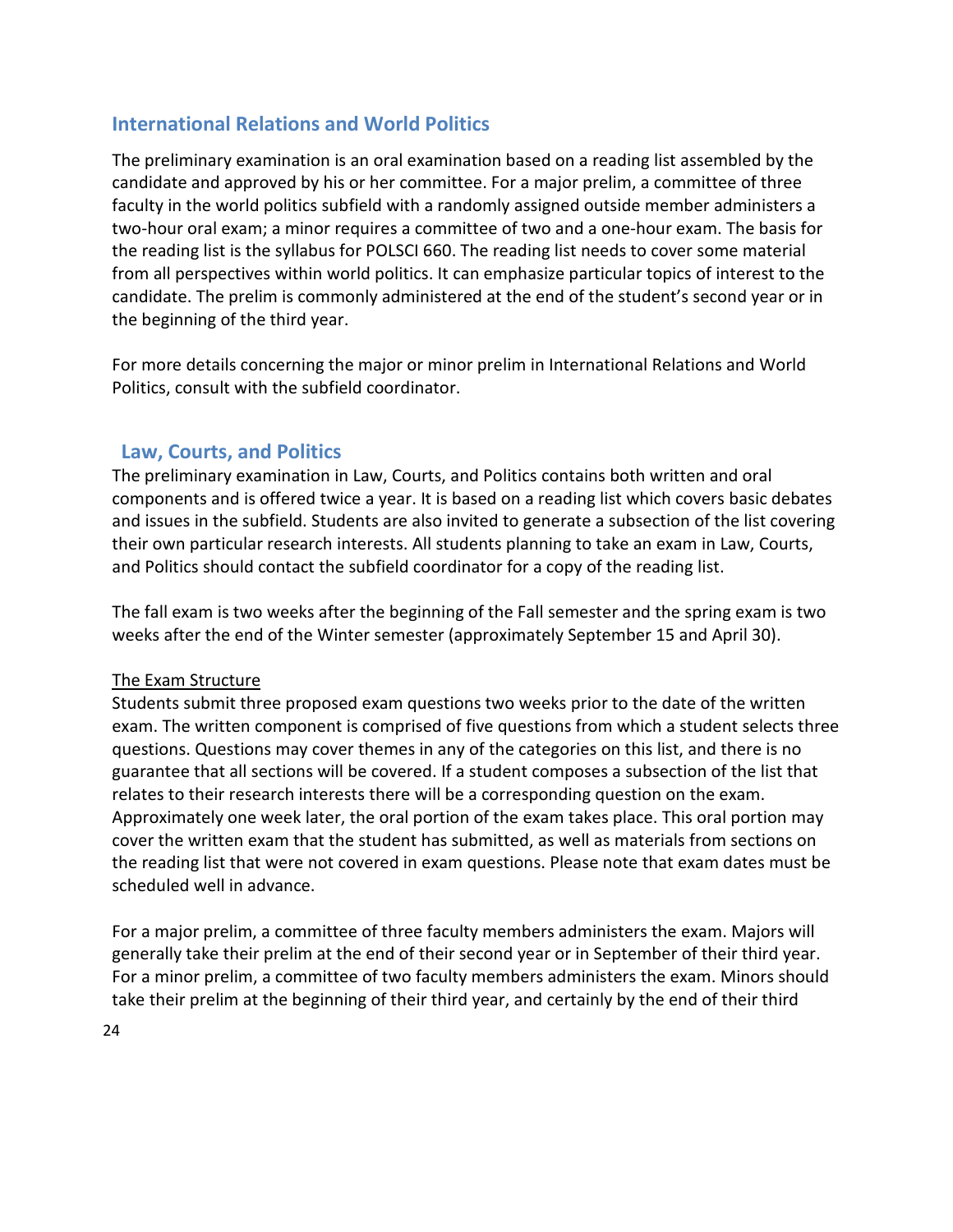## International Relations and World Politics

The preliminary examination is an oral examination based on a reading list assembled by the candidate and approved by his or her committee. For a major prelim, a committee of three faculty in the world politics subfield with a randomly assigned outside member administers a two-hour oral exam; a minor requires a committee of two and a one-hour exam. The basis for the reading list is the syllabus for POLSCI 660. The reading list needs to cover some material from all perspectives within world politics. It can emphasize particular topics of interest to the candidate. The prelim is commonly administered at the end of the student's second year or in the beginning of the third year.

For more details concerning the major or minor prelim in International Relations and World Politics, consult with the subfield coordinator.

## Law, Courts, and Politics

The preliminary examination in Law, Courts, and Politics contains both written and oral components and is offered twice a year. It is based on a reading list which covers basic debates and issues in the subfield. Students are also invited to generate a subsection of the list covering their own particular research interests. All students planning to take an exam in Law, Courts, and Politics should contact the subfield coordinator for a copy of the reading list.

The fall exam is two weeks after the beginning of the Fall semester and the spring exam is two weeks after the end of the Winter semester (approximately September 15 and April 30).

<u>The Exam Structure</u>

Students submit three proposed exam questions two weeks prior to the date of the written exam. The written component is comprised of five questions from which a student selects three questions. Questions may cover themes in any of the categories on this list, and there is no guarantee that all sections will be covered. If a student composes a subsection of the list that relates to their research interests there will be a corresponding question on the exam. Approximately one week later, the oral portion of the exam takes place. This oral portion may cover the written exam that the student has submitted, as well as materials from sections on the reading list that were not covered in exam questions. Please note that exam dates must be scheduled well in advance.

For a major prelim, a committee of three faculty members administers the exam. Majors will generally take their prelim at the end of their second year or in September of their third year. For a minor prelim, a committee of two faculty members administers the exam. Minors should take their prelim at the beginning of their third year, and certainly by the end of their third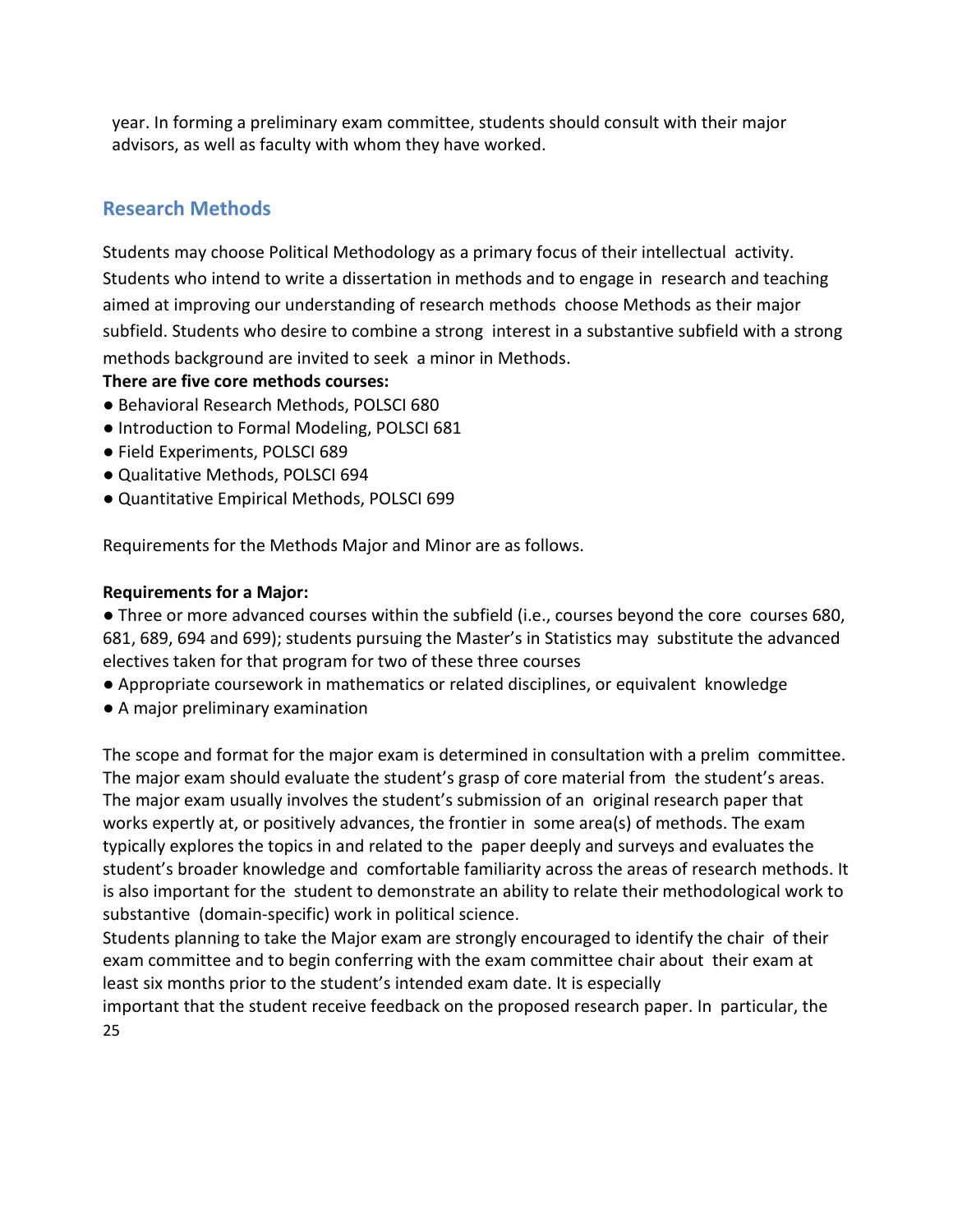year. In forming a preliminary exam committee, students should consult with their major advisors, as well as faculty with whom they have worked.

## Research Methods

Students may choose Political Methodology as a primary focus of their intellectual activity. Students who intend to write a dissertation in methods and to engage in research and teaching aimed at improving our understanding of research methods choose Methods as their major subfield. Students who desire to combine a strong interest in a substantive subfield with a strong methods background are invited to seek a minor in Methods.

**There are five core methods courses:**

- Behavioral Research Methods, POLSCI 680
- Introduction to Formal Modeling, POLSCI 681
- Field Experiments, POLSCI 689
- Qualitative Methods, POLSCI 694
- Quantitative Empirical Methods, POLSCI 699

Requirements for the Methods Major and Minor are as follows.

**Requirements for a Major:**

- Three or more advanced courses within the subfield (i.e., courses beyond the core courses 680, 681, 689, 694 and 699); students pursuing the Master's in Statistics may substitute the advanced electives taken for that program for two of these three courses
- Appropriate coursework in mathematics or related disciplines, or equivalent knowledge
- A major preliminary examination

The scope and format for the major exam is determined in consultation with a prelim committee. The major exam should evaluate the student's grasp of core material from the student's areas. The major exam usually involves the student's submission of an original research paper that works expertly at, or positively advances, the frontier in some area(s) of methods. The exam typically explores the topics in and related to the paper deeply and surveys and evaluates the student's broader knowledge and comfortable familiarity across the areas of research methods. It is also important for the student to demonstrate an ability to relate their methodological work to substantive (domain-specific) work in political science.

Students planning to take the Major exam are strongly encouraged to identify the chair of their exam committee and to begin conferring with the exam committee chair about their exam at least six months prior to the student's intended exam date. It is especially important that the student receive feedback on the proposed research paper. In particular, the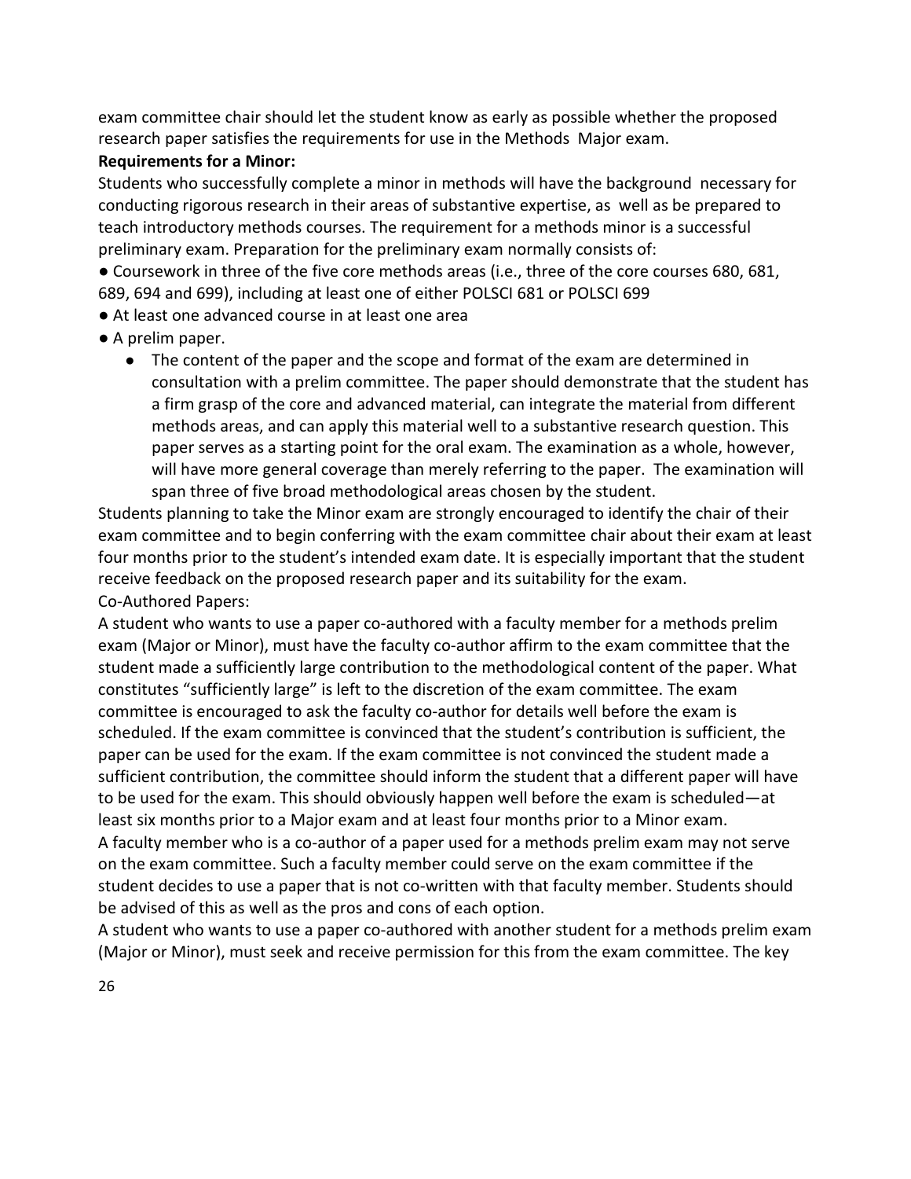exam committee chair should let the student know as early as possible whether the proposed research paper satisfies the requirements for use in the Methods Major exam.

**Requirements for a Minor:**

Students who successfully complete a minor in methods will have the background necessary for conducting rigorous research in their areas of substantive expertise, as well as be prepared to teach introductory methods courses. The requirement for a methods minor is a successful preliminary exam. Preparation for the preliminary exam normally consists of:

- Coursework in three of the five core methods areas (i.e., three of the core courses 680, 681, 689, 694 and 699), including at least one of either POLSCI 681 or POLSCI 699
- At least one advanced course in at least one area
- A prelim paper.
  - The content of the paper and the scope and format of the exam are determined in consultation with a prelim committee. The paper should demonstrate that the student has a firm grasp of the core and advanced material, can integrate the material from different methods areas, and can apply this material well to a substantive research question. This paper serves as a starting point for the oral exam. The examination as a whole, however, will have more general coverage than merely referring to the paper. The examination will span three of five broad methodological areas chosen by the student.

Students planning to take the Minor exam are strongly encouraged to identify the chair of their exam committee and to begin conferring with the exam committee chair about their exam at least four months prior to the student's intended exam date. It is especially important that the student receive feedback on the proposed research paper and its suitability for the exam.

Co-Authored Papers:

A student who wants to use a paper co-authored with a faculty member for a methods prelim exam (Major or Minor), must have the faculty co-author affirm to the exam committee that the student made a sufficiently large contribution to the methodological content of the paper. What constitutes "sufficiently large" is left to the discretion of the exam committee. The exam committee is encouraged to ask the faculty co-author for details well before the exam is scheduled. If the exam committee is convinced that the student's contribution is sufficient, the paper can be used for the exam. If the exam committee is not convinced the student made a sufficient contribution, the committee should inform the student that a different paper will have to be used for the exam. This should obviously happen well before the exam is scheduled—at least six months prior to a Major exam and at least four months prior to a Minor exam.

A faculty member who is a co-author of a paper used for a methods prelim exam may not serve on the exam committee. Such a faculty member could serve on the exam committee if the student decides to use a paper that is not co-written with that faculty member. Students should be advised of this as well as the pros and cons of each option.

A student who wants to use a paper co-authored with another student for a methods prelim exam (Major or Minor), must seek and receive permission for this from the exam committee. The key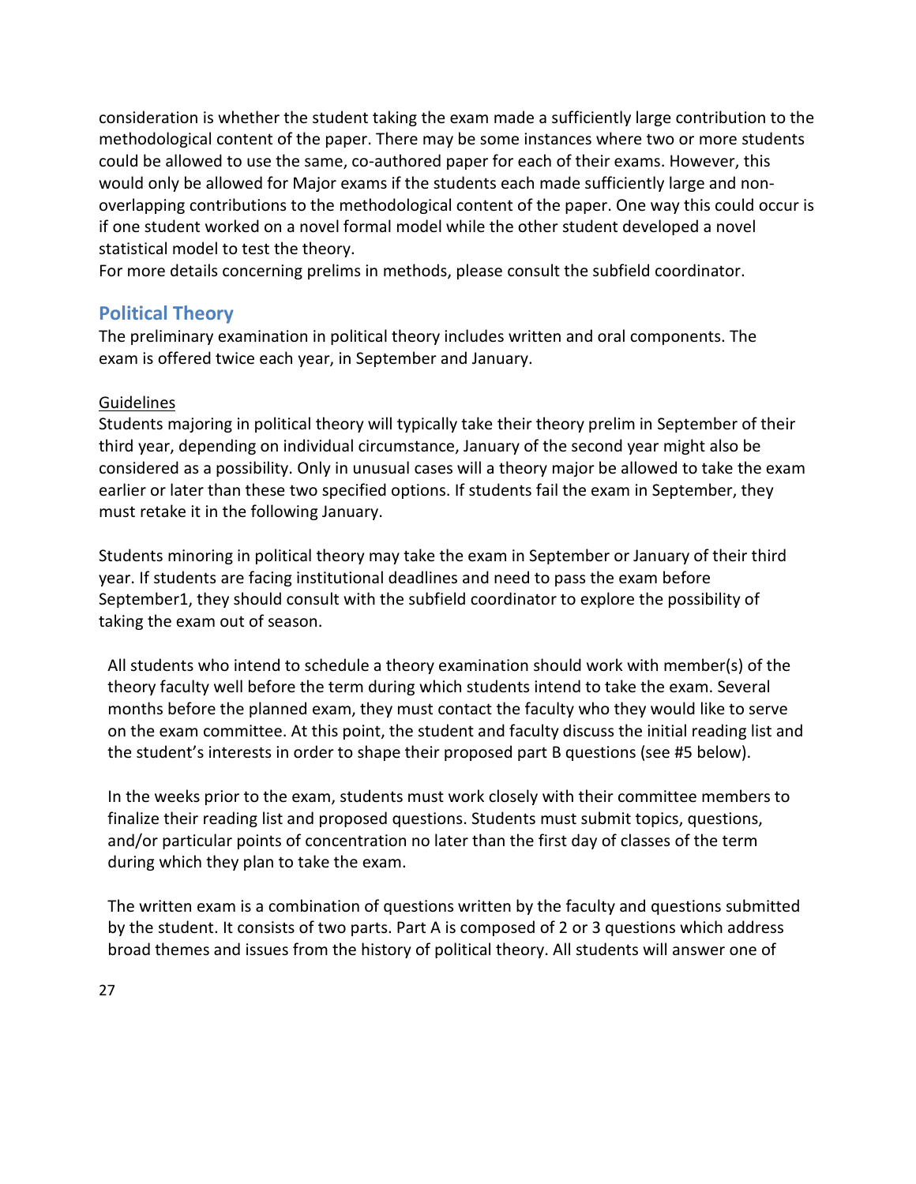consideration is whether the student taking the exam made a sufficiently large contribution to the methodological content of the paper. There may be some instances where two or more students could be allowed to use the same, co-authored paper for each of their exams. However, this would only be allowed for Major exams if the students each made sufficiently large and non-overlapping contributions to the methodological content of the paper. One way this could occur is if one student worked on a novel formal model while the other student developed a novel statistical model to test the theory.
For more details concerning prelims in methods, please consult the subfield coordinator.

## Political Theory

The preliminary examination in political theory includes written and oral components. The exam is offered twice each year, in September and January.

Guidelines

Students majoring in political theory will typically take their theory prelim in September of their third year, depending on individual circumstance, January of the second year might also be considered as a possibility. Only in unusual cases will a theory major be allowed to take the exam earlier or later than these two specified options. If students fail the exam in September, they must retake it in the following January.

Students minoring in political theory may take the exam in September or January of their third year. If students are facing institutional deadlines and need to pass the exam before September1, they should consult with the subfield coordinator to explore the possibility of taking the exam out of season.

All students who intend to schedule a theory examination should work with member(s) of the theory faculty well before the term during which students intend to take the exam. Several months before the planned exam, they must contact the faculty who they would like to serve on the exam committee. At this point, the student and faculty discuss the initial reading list and the student's interests in order to shape their proposed part B questions (see #5 below).

In the weeks prior to the exam, students must work closely with their committee members to finalize their reading list and proposed questions. Students must submit topics, questions, and/or particular points of concentration no later than the first day of classes of the term during which they plan to take the exam.

The written exam is a combination of questions written by the faculty and questions submitted by the student. It consists of two parts. Part A is composed of 2 or 3 questions which address broad themes and issues from the history of political theory. All students will answer one of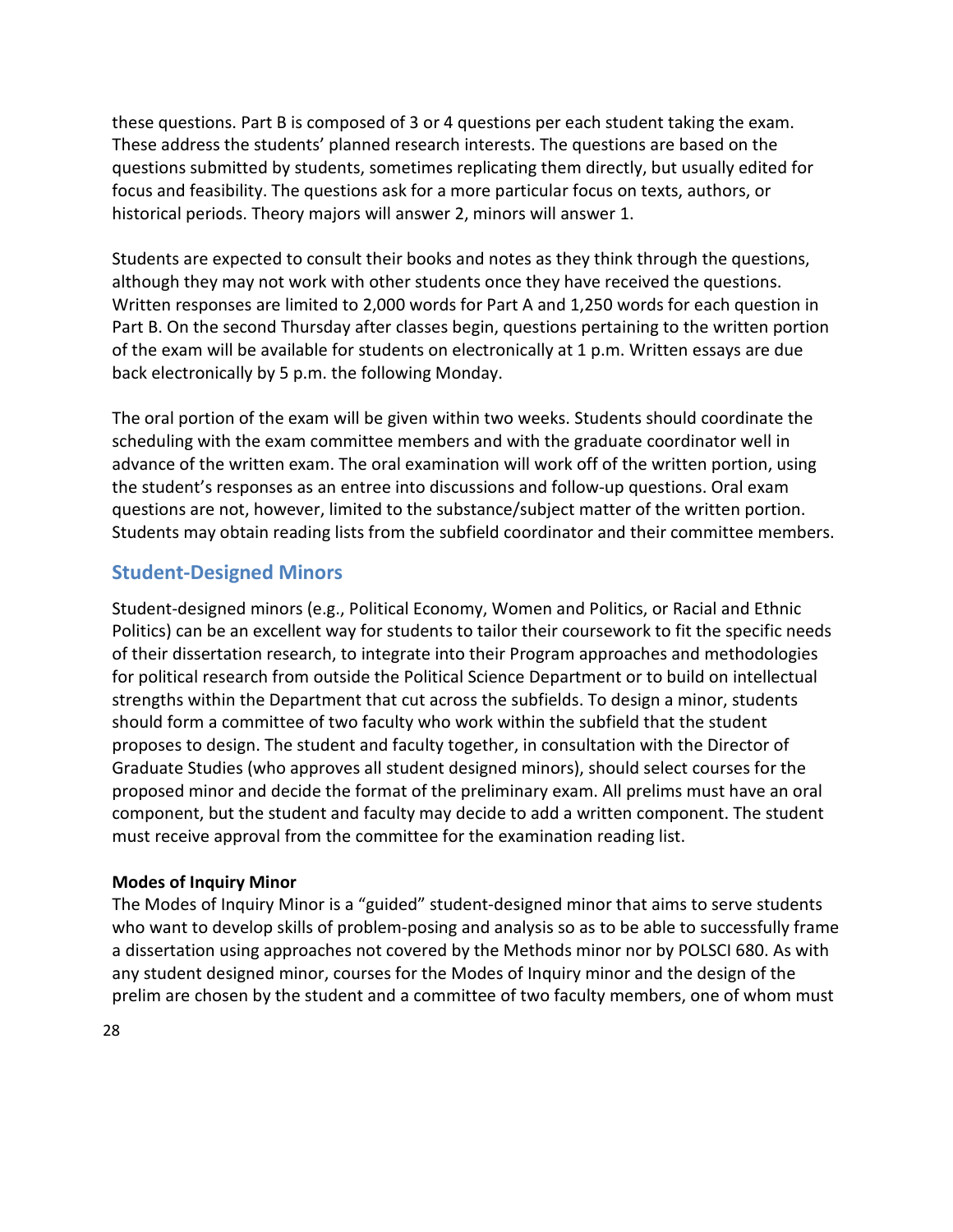these questions. Part B is composed of 3 or 4 questions per each student taking the exam. These address the students' planned research interests. The questions are based on the questions submitted by students, sometimes replicating them directly, but usually edited for focus and feasibility. The questions ask for a more particular focus on texts, authors, or historical periods. Theory majors will answer 2, minors will answer 1.

Students are expected to consult their books and notes as they think through the questions, although they may not work with other students once they have received the questions. Written responses are limited to 2,000 words for Part A and 1,250 words for each question in Part B. On the second Thursday after classes begin, questions pertaining to the written portion of the exam will be available for students on electronically at 1 p.m. Written essays are due back electronically by 5 p.m. the following Monday.

The oral portion of the exam will be given within two weeks. Students should coordinate the scheduling with the exam committee members and with the graduate coordinator well in advance of the written exam. The oral examination will work off of the written portion, using the student's responses as an entree into discussions and follow-up questions. Oral exam questions are not, however, limited to the substance/subject matter of the written portion. Students may obtain reading lists from the subfield coordinator and their committee members.

## Student-Designed Minors

Student-designed minors (e.g., Political Economy, Women and Politics, or Racial and Ethnic Politics) can be an excellent way for students to tailor their coursework to fit the specific needs of their dissertation research, to integrate into their Program approaches and methodologies for political research from outside the Political Science Department or to build on intellectual strengths within the Department that cut across the subfields. To design a minor, students should form a committee of two faculty who work within the subfield that the student proposes to design. The student and faculty together, in consultation with the Director of Graduate Studies (who approves all student designed minors), should select courses for the proposed minor and decide the format of the preliminary exam. All prelims must have an oral component, but the student and faculty may decide to add a written component. The student must receive approval from the committee for the examination reading list.

**Modes of Inquiry Minor**

The Modes of Inquiry Minor is a "guided" student-designed minor that aims to serve students who want to develop skills of problem-posing and analysis so as to be able to successfully frame a dissertation using approaches not covered by the Methods minor nor by POLSCI 680. As with any student designed minor, courses for the Modes of Inquiry minor and the design of the prelim are chosen by the student and a committee of two faculty members, one of whom must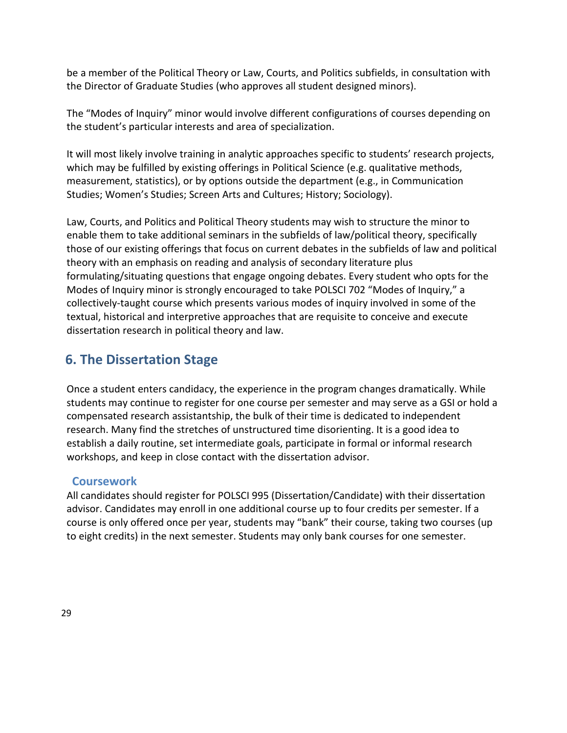be a member of the Political Theory or Law, Courts, and Politics subfields, in consultation with the Director of Graduate Studies (who approves all student designed minors).

The "Modes of Inquiry" minor would involve different configurations of courses depending on the student's particular interests and area of specialization.

It will most likely involve training in analytic approaches specific to students' research projects, which may be fulfilled by existing offerings in Political Science (e.g. qualitative methods, measurement, statistics), or by options outside the department (e.g., in Communication Studies; Women's Studies; Screen Arts and Cultures; History; Sociology).

Law, Courts, and Politics and Political Theory students may wish to structure the minor to enable them to take additional seminars in the subfields of law/political theory, specifically those of our existing offerings that focus on current debates in the subfields of law and political theory with an emphasis on reading and analysis of secondary literature plus formulating/situating questions that engage ongoing debates. Every student who opts for the Modes of Inquiry minor is strongly encouraged to take POLSCI 702 "Modes of Inquiry," a collectively-taught course which presents various modes of inquiry involved in some of the textual, historical and interpretive approaches that are requisite to conceive and execute dissertation research in political theory and law.

## 6. The Dissertation Stage

Once a student enters candidacy, the experience in the program changes dramatically. While students may continue to register for one course per semester and may serve as a GSI or hold a compensated research assistantship, the bulk of their time is dedicated to independent research. Many find the stretches of unstructured time disorienting. It is a good idea to establish a daily routine, set intermediate goals, participate in formal or informal research workshops, and keep in close contact with the dissertation advisor.

### Coursework

All candidates should register for POLSCI 995 (Dissertation/Candidate) with their dissertation advisor. Candidates may enroll in one additional course up to four credits per semester. If a course is only offered once per year, students may "bank" their course, taking two courses (up to eight credits) in the next semester. Students may only bank courses for one semester.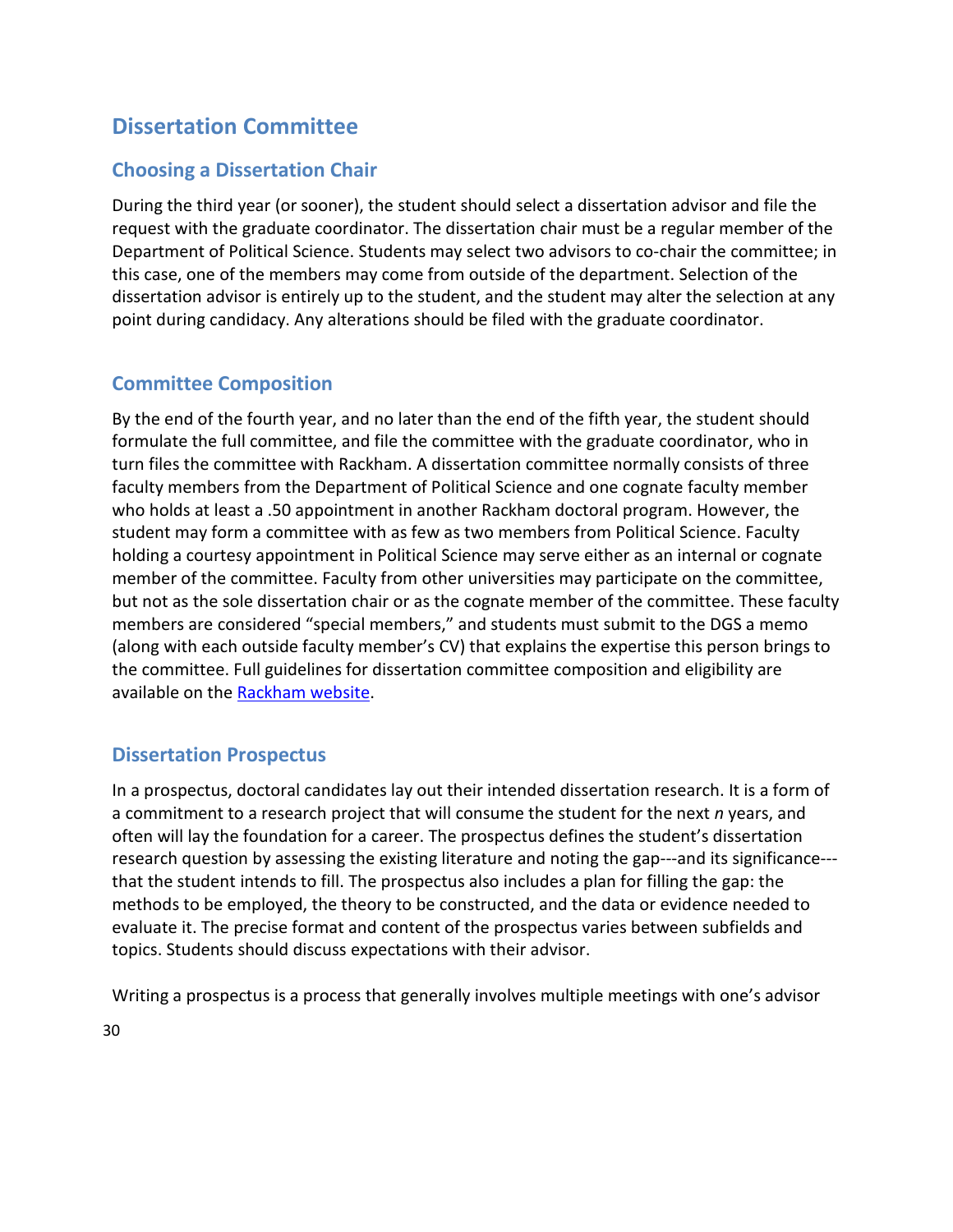# Dissertation Committee

## Choosing a Dissertation Chair

During the third year (or sooner), the student should select a dissertation advisor and file the request with the graduate coordinator. The dissertation chair must be a regular member of the Department of Political Science. Students may select two advisors to co-chair the committee; in this case, one of the members may come from outside of the department. Selection of the dissertation advisor is entirely up to the student, and the student may alter the selection at any point during candidacy. Any alterations should be filed with the graduate coordinator.

## Committee Composition

By the end of the fourth year, and no later than the end of the fifth year, the student should formulate the full committee, and file the committee with the graduate coordinator, who in turn files the committee with Rackham. A dissertation committee normally consists of three faculty members from the Department of Political Science and one cognate faculty member who holds at least a .50 appointment in another Rackham doctoral program. However, the student may form a committee with as few as two members from Political Science. Faculty holding a courtesy appointment in Political Science may serve either as an internal or cognate member of the committee. Faculty from other universities may participate on the committee, but not as the sole dissertation chair or as the cognate member of the committee. These faculty members are considered "special members," and students must submit to the DGS a memo (along with each outside faculty member's CV) that explains the expertise this person brings to the committee. Full guidelines for dissertation committee composition and eligibility are available on the [Rackham website](Rackham website).

## Dissertation Prospectus

In a prospectus, doctoral candidates lay out their intended dissertation research. It is a form of a commitment to a research project that will consume the student for the next *n* years, and often will lay the foundation for a career. The prospectus defines the student's dissertation research question by assessing the existing literature and noting the gap---and its significance---that the student intends to fill. The prospectus also includes a plan for filling the gap: the methods to be employed, the theory to be constructed, and the data or evidence needed to evaluate it. The precise format and content of the prospectus varies between subfields and topics. Students should discuss expectations with their advisor.

Writing a prospectus is a process that generally involves multiple meetings with one's advisor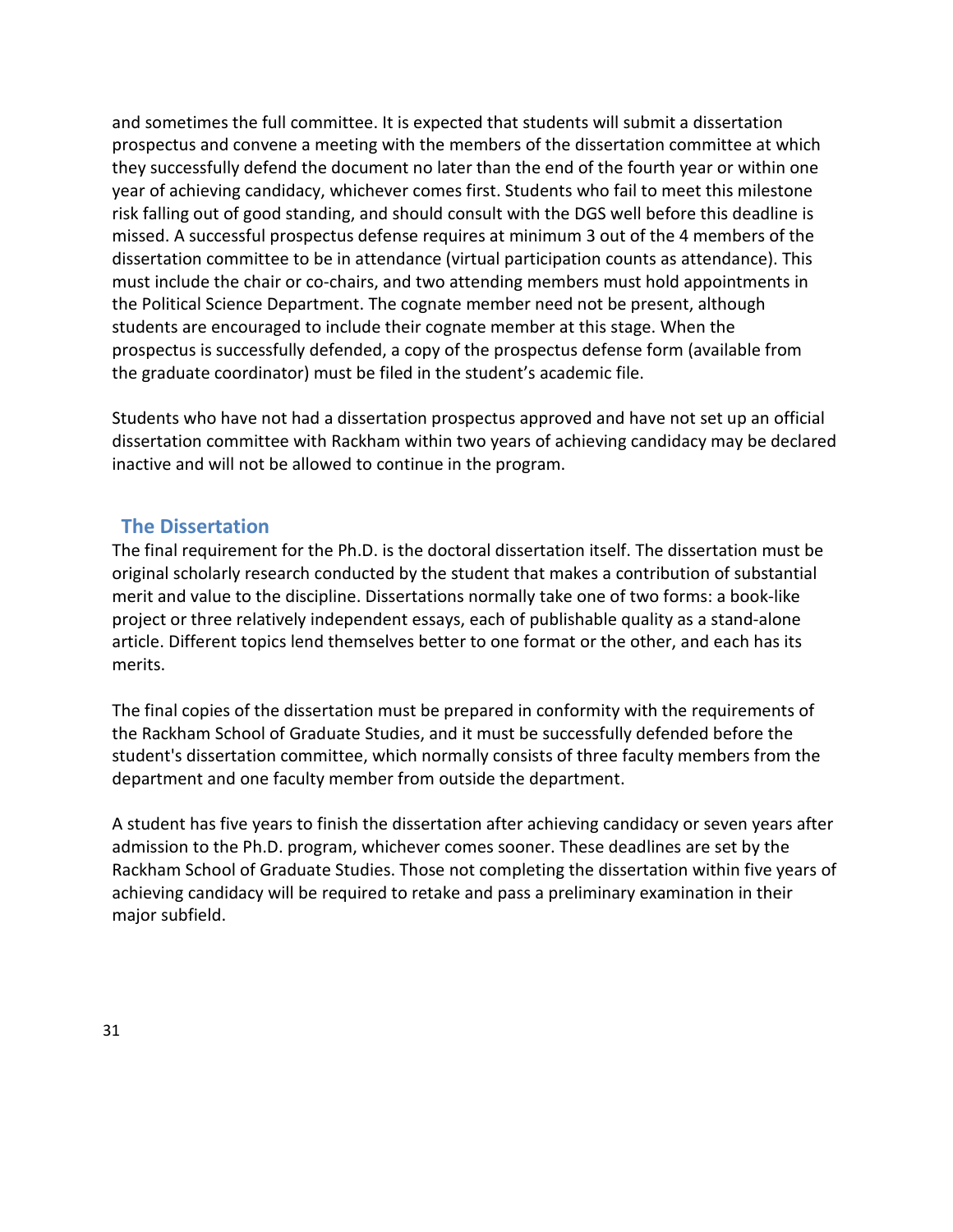and sometimes the full committee. It is expected that students will submit a dissertation prospectus and convene a meeting with the members of the dissertation committee at which they successfully defend the document no later than the end of the fourth year or within one year of achieving candidacy, whichever comes first. Students who fail to meet this milestone risk falling out of good standing, and should consult with the DGS well before this deadline is missed. A successful prospectus defense requires at minimum 3 out of the 4 members of the dissertation committee to be in attendance (virtual participation counts as attendance). This must include the chair or co-chairs, and two attending members must hold appointments in the Political Science Department. The cognate member need not be present, although students are encouraged to include their cognate member at this stage. When the prospectus is successfully defended, a copy of the prospectus defense form (available from the graduate coordinator) must be filed in the student's academic file.

Students who have not had a dissertation prospectus approved and have not set up an official dissertation committee with Rackham within two years of achieving candidacy may be declared inactive and will not be allowed to continue in the program.

## The Dissertation

The final requirement for the Ph.D. is the doctoral dissertation itself. The dissertation must be original scholarly research conducted by the student that makes a contribution of substantial merit and value to the discipline. Dissertations normally take one of two forms: a book-like project or three relatively independent essays, each of publishable quality as a stand-alone article. Different topics lend themselves better to one format or the other, and each has its merits.

The final copies of the dissertation must be prepared in conformity with the requirements of the Rackham School of Graduate Studies, and it must be successfully defended before the student's dissertation committee, which normally consists of three faculty members from the department and one faculty member from outside the department.

A student has five years to finish the dissertation after achieving candidacy or seven years after admission to the Ph.D. program, whichever comes sooner. These deadlines are set by the Rackham School of Graduate Studies. Those not completing the dissertation within five years of achieving candidacy will be required to retake and pass a preliminary examination in their major subfield.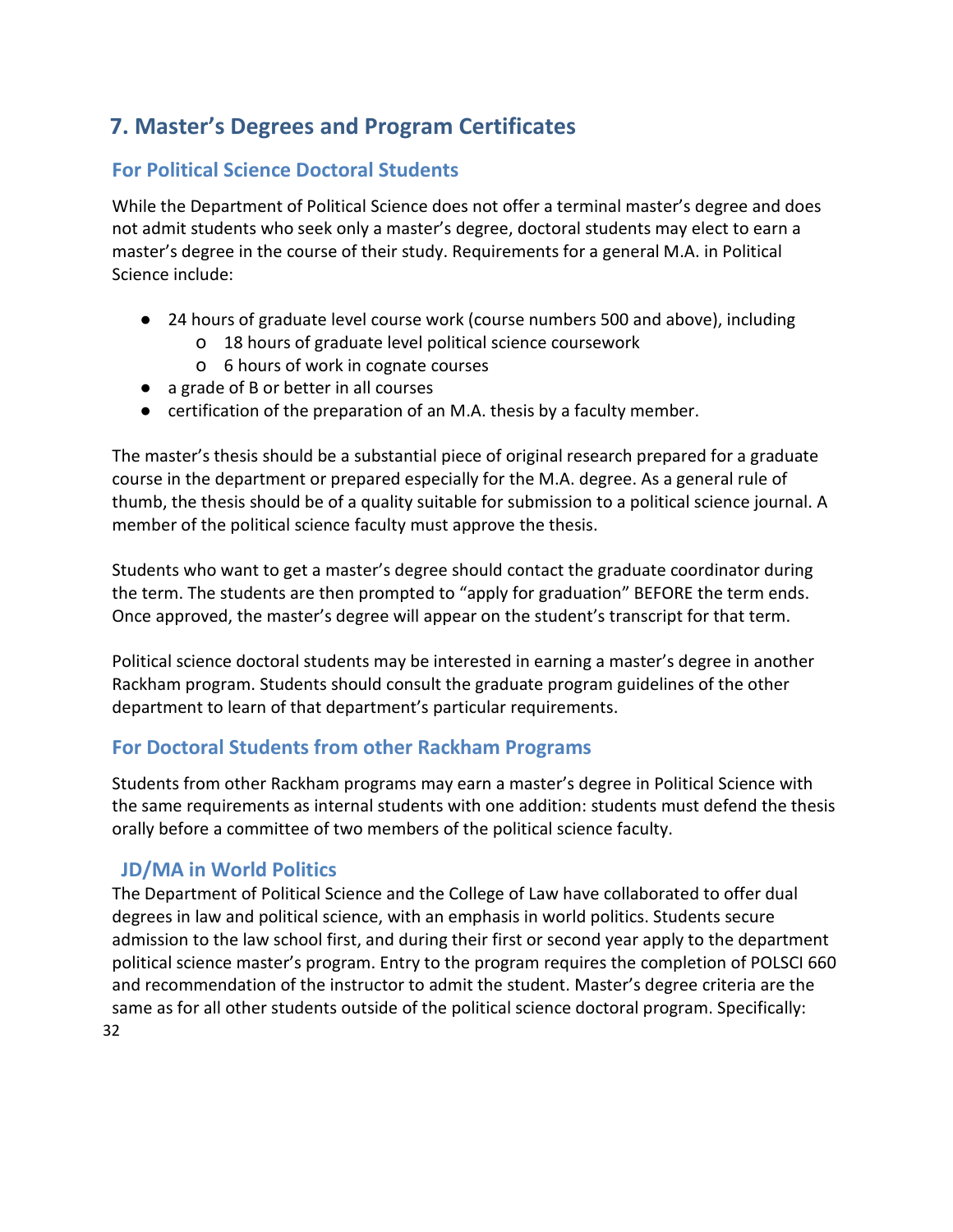## 7. Master's Degrees and Program Certificates

### For Political Science Doctoral Students

While the Department of Political Science does not offer a terminal master's degree and does not admit students who seek only a master's degree, doctoral students may elect to earn a master's degree in the course of their study. Requirements for a general M.A. in Political Science include:

- 24 hours of graduate level course work (course numbers 500 and above), including
    - 18 hours of graduate level political science coursework
    - 6 hours of work in cognate courses
- a grade of B or better in all courses
- certification of the preparation of an M.A. thesis by a faculty member.

The master's thesis should be a substantial piece of original research prepared for a graduate course in the department or prepared especially for the M.A. degree. As a general rule of thumb, the thesis should be of a quality suitable for submission to a political science journal. A member of the political science faculty must approve the thesis.

Students who want to get a master's degree should contact the graduate coordinator during the term. The students are then prompted to "apply for graduation" BEFORE the term ends. Once approved, the master's degree will appear on the student's transcript for that term.

Political science doctoral students may be interested in earning a master's degree in another Rackham program. Students should consult the graduate program guidelines of the other department to learn of that department's particular requirements.

### For Doctoral Students from other Rackham Programs

Students from other Rackham programs may earn a master's degree in Political Science with the same requirements as internal students with one addition: students must defend the thesis orally before a committee of two members of the political science faculty.

### JD/MA in World Politics

The Department of Political Science and the College of Law have collaborated to offer dual degrees in law and political science, with an emphasis in world politics. Students secure admission to the law school first, and during their first or second year apply to the department political science master's program. Entry to the program requires the completion of POLSCI 660 and recommendation of the instructor to admit the student. Master's degree criteria are the same as for all other students outside of the political science doctoral program. Specifically: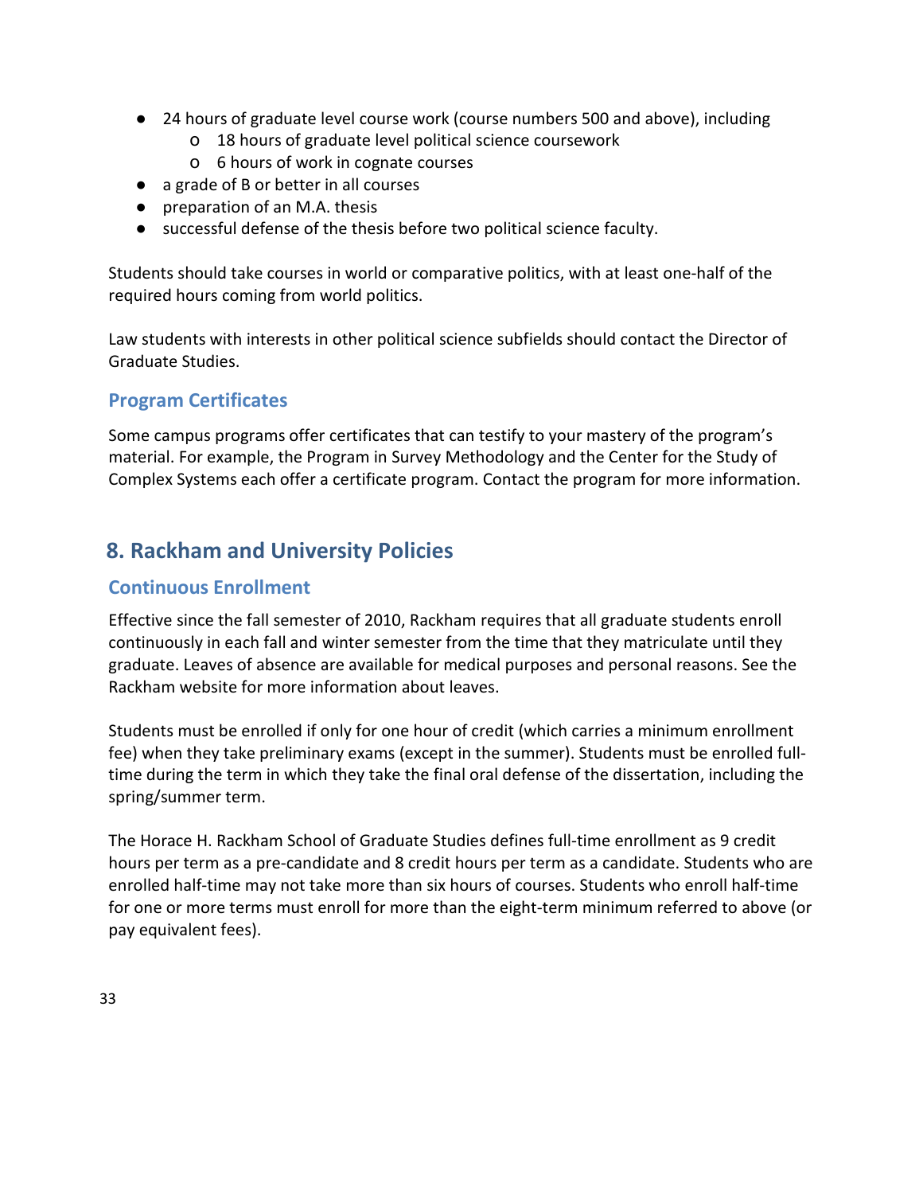- 24 hours of graduate level course work (course numbers 500 and above), including
  - 18 hours of graduate level political science coursework
  - 6 hours of work in cognate courses
- a grade of B or better in all courses
- preparation of an M.A. thesis
- successful defense of the thesis before two political science faculty.

Students should take courses in world or comparative politics, with at least one-half of the required hours coming from world politics.

Law students with interests in other political science subfields should contact the Director of Graduate Studies.

### Program Certificates

Some campus programs offer certificates that can testify to your mastery of the program's material. For example, the Program in Survey Methodology and the Center for the Study of Complex Systems each offer a certificate program. Contact the program for more information.

## 8. Rackham and University Policies

### Continuous Enrollment

Effective since the fall semester of 2010, Rackham requires that all graduate students enroll continuously in each fall and winter semester from the time that they matriculate until they graduate. Leaves of absence are available for medical purposes and personal reasons. See the Rackham website for more information about leaves.

Students must be enrolled if only for one hour of credit (which carries a minimum enrollment fee) when they take preliminary exams (except in the summer). Students must be enrolled full-time during the term in which they take the final oral defense of the dissertation, including the spring/summer term.

The Horace H. Rackham School of Graduate Studies defines full-time enrollment as 9 credit hours per term as a pre-candidate and 8 credit hours per term as a candidate. Students who are enrolled half-time may not take more than six hours of courses. Students who enroll half-time for one or more terms must enroll for more than the eight-term minimum referred to above (or pay equivalent fees).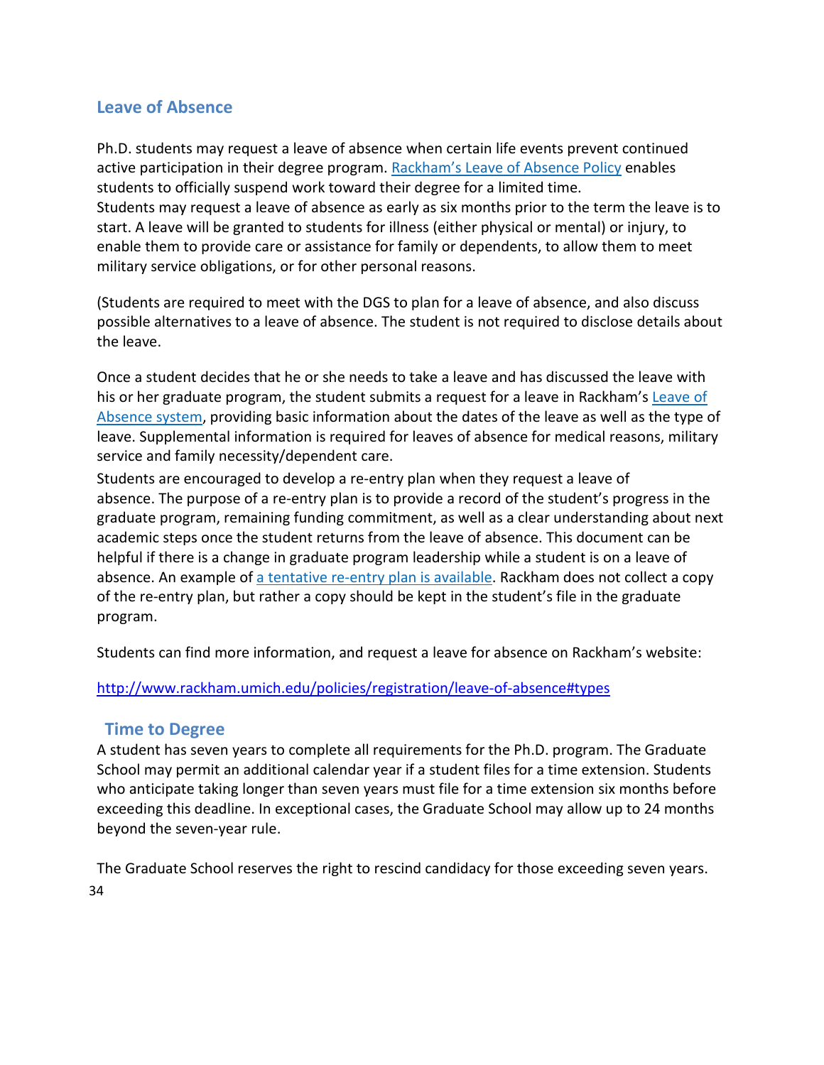## Leave of Absence

Ph.D. students may request a leave of absence when certain life events prevent continued active participation in their degree program. [Rackham's Leave of Absence Policy](http://www.rackham.umich.edu/policies/registration/leave-of-absence) enables students to officially suspend work toward their degree for a limited time. Students may request a leave of absence as early as six months prior to the term the leave is to start. A leave will be granted to students for illness (either physical or mental) or injury, to enable them to provide care or assistance for family or dependents, to allow them to meet military service obligations, or for other personal reasons.

(Students are required to meet with the DGS to plan for a leave of absence, and also discuss possible alternatives to a leave of absence. The student is not required to disclose details about the leave.

Once a student decides that he or she needs to take a leave and has discussed the leave with his or her graduate program, the student submits a request for a leave in Rackham's Leave of Absence system, providing basic information about the dates of the leave as well as the type of leave. Supplemental information is required for leaves of absence for medical reasons, military service and family necessity/dependent care.

Students are encouraged to develop a re-entry plan when they request a leave of absence. The purpose of a re-entry plan is to provide a record of the student's progress in the graduate program, remaining funding commitment, as well as a clear understanding about next academic steps once the student returns from the leave of absence. This document can be helpful if there is a change in graduate program leadership while a student is on a leave of absence. An example of a tentative re-entry plan is available. Rackham does not collect a copy of the re-entry plan, but rather a copy should be kept in the student's file in the graduate program.

Students can find more information, and request a leave for absence on Rackham's website:

http://www.rackham.umich.edu/policies/registration/leave-of-absence#types

## Time to Degree

A student has seven years to complete all requirements for the Ph.D. program. The Graduate School may permit an additional calendar year if a student files for a time extension. Students who anticipate taking longer than seven years must file for a time extension six months before exceeding this deadline. In exceptional cases, the Graduate School may allow up to 24 months beyond the seven-year rule.

The Graduate School reserves the right to rescind candidacy for those exceeding seven years.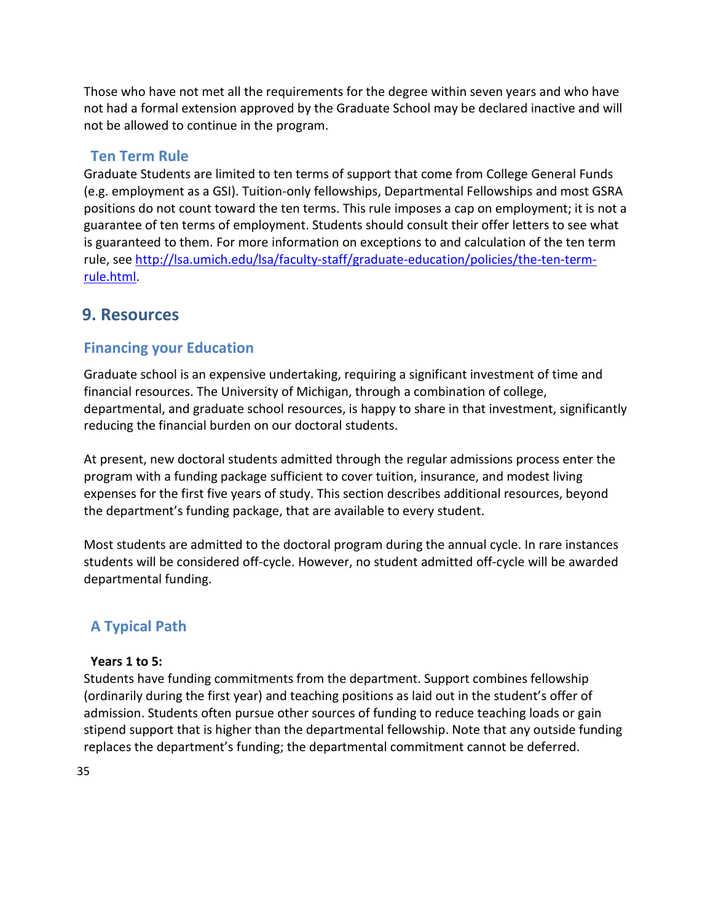Those who have not met all the requirements for the degree within seven years and who have not had a formal extension approved by the Graduate School may be declared inactive and will not be allowed to continue in the program.

### Ten Term Rule

Graduate Students are limited to ten terms of support that come from College General Funds (e.g. employment as a GSI). Tuition-only fellowships, Departmental Fellowships and most GSRA positions do not count toward the ten terms. This rule imposes a cap on employment; it is not a guarantee of ten terms of employment. Students should consult their offer letters to see what is guaranteed to them. For more information on exceptions to and calculation of the ten term rule, see [http://lsa.umich.edu/lsa/faculty-staff/graduate-education/policies/the-ten-term-rule.html](http://lsa.umich.edu/lsa/faculty-staff/graduate-education/policies/the-ten-term-rule.html).

## 9. Resources

### Financing your Education

Graduate school is an expensive undertaking, requiring a significant investment of time and financial resources. The University of Michigan, through a combination of college, departmental, and graduate school resources, is happy to share in that investment, significantly reducing the financial burden on our doctoral students.

At present, new doctoral students admitted through the regular admissions process enter the program with a funding package sufficient to cover tuition, insurance, and modest living expenses for the first five years of study. This section describes additional resources, beyond the department's funding package, that are available to every student.

Most students are admitted to the doctoral program during the annual cycle. In rare instances students will be considered off-cycle. However, no student admitted off-cycle will be awarded departmental funding.

### A Typical Path

**Years 1 to 5:**

Students have funding commitments from the department. Support combines fellowship (ordinarily during the first year) and teaching positions as laid out in the student's offer of admission. Students often pursue other sources of funding to reduce teaching loads or gain stipend support that is higher than the departmental fellowship. Note that any outside funding replaces the department's funding; the departmental commitment cannot be deferred.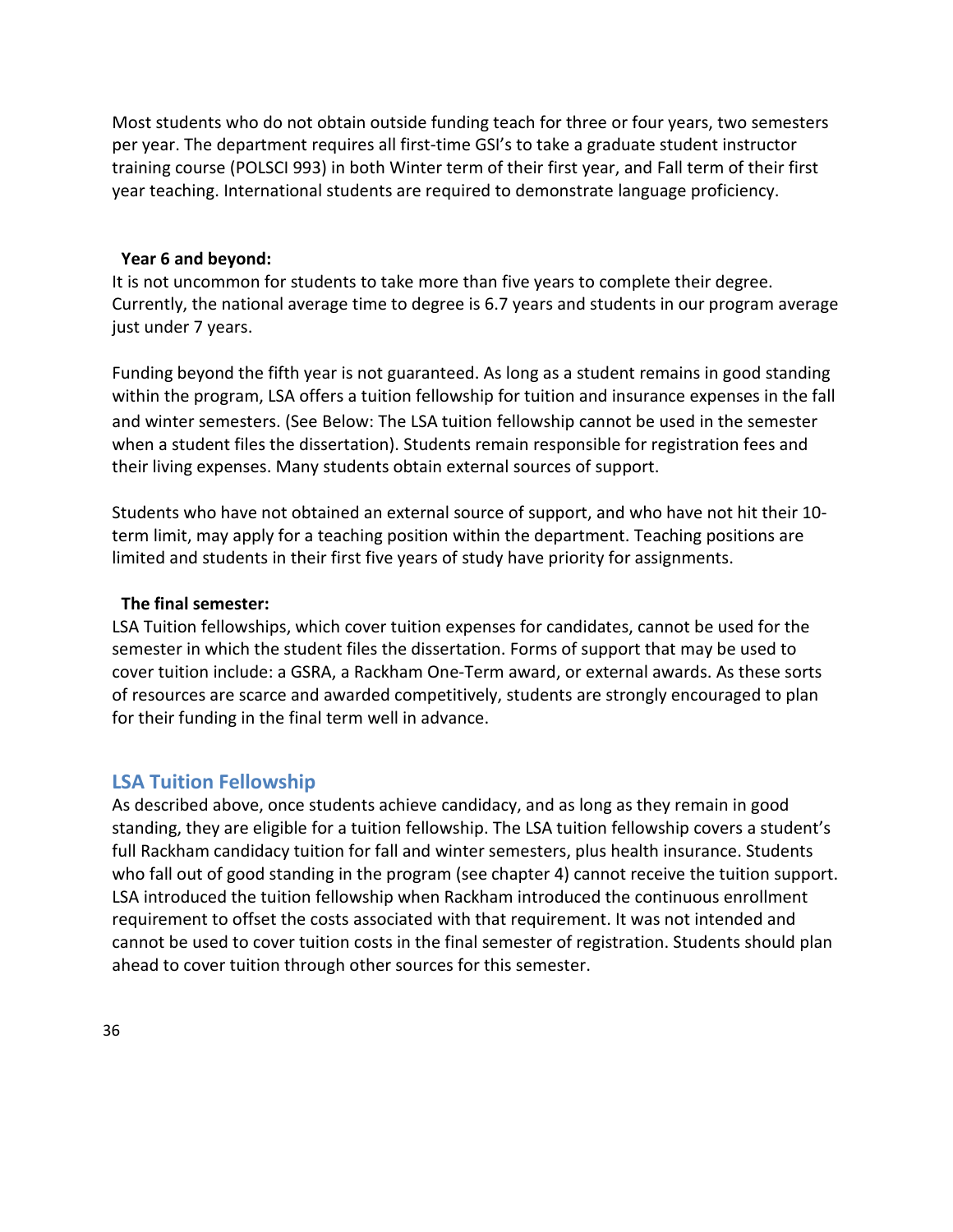Most students who do not obtain outside funding teach for three or four years, two semesters per year. The department requires all first-time GSI's to take a graduate student instructor training course (POLSCI 993) in both Winter term of their first year, and Fall term of their first year teaching. International students are required to demonstrate language proficiency.

**Year 6 and beyond:**

It is not uncommon for students to take more than five years to complete their degree. Currently, the national average time to degree is 6.7 years and students in our program average just under 7 years.

Funding beyond the fifth year is not guaranteed. As long as a student remains in good standing within the program, LSA offers a tuition fellowship for tuition and insurance expenses in the fall and winter semesters. (See Below: The LSA tuition fellowship cannot be used in the semester when a student files the dissertation). Students remain responsible for registration fees and their living expenses. Many students obtain external sources of support.

Students who have not obtained an external source of support, and who have not hit their 10-term limit, may apply for a teaching position within the department. Teaching positions are limited and students in their first five years of study have priority for assignments.

**The final semester:**

LSA Tuition fellowships, which cover tuition expenses for candidates, cannot be used for the semester in which the student files the dissertation. Forms of support that may be used to cover tuition include: a GSRA, a Rackham One-Term award, or external awards. As these sorts of resources are scarce and awarded competitively, students are strongly encouraged to plan for their funding in the final term well in advance.

## LSA Tuition Fellowship

As described above, once students achieve candidacy, and as long as they remain in good standing, they are eligible for a tuition fellowship. The LSA tuition fellowship covers a student's full Rackham candidacy tuition for fall and winter semesters, plus health insurance. Students who fall out of good standing in the program (see chapter 4) cannot receive the tuition support. LSA introduced the tuition fellowship when Rackham introduced the continuous enrollment requirement to offset the costs associated with that requirement. It was not intended and cannot be used to cover tuition costs in the final semester of registration. Students should plan ahead to cover tuition through other sources for this semester.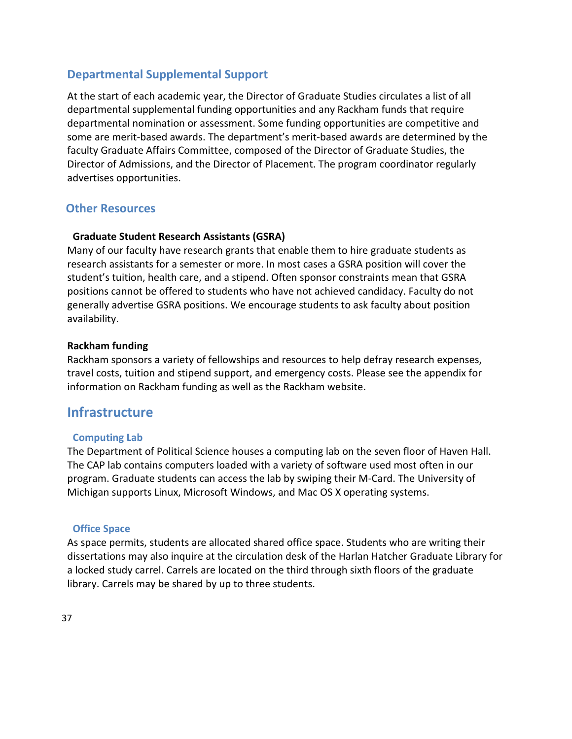## Departmental Supplemental Support

At the start of each academic year, the Director of Graduate Studies circulates a list of all departmental supplemental funding opportunities and any Rackham funds that require departmental nomination or assessment. Some funding opportunities are competitive and some are merit-based awards. The department's merit-based awards are determined by the faculty Graduate Affairs Committee, composed of the Director of Graduate Studies, the Director of Admissions, and the Director of Placement. The program coordinator regularly advertises opportunities.

## Other Resources

**Graduate Student Research Assistants (GSRA)**

Many of our faculty have research grants that enable them to hire graduate students as research assistants for a semester or more. In most cases a GSRA position will cover the student's tuition, health care, and a stipend. Often sponsor constraints mean that GSRA positions cannot be offered to students who have not achieved candidacy. Faculty do not generally advertise GSRA positions. We encourage students to ask faculty about position availability.

**Rackham funding**

Rackham sponsors a variety of fellowships and resources to help defray research expenses, travel costs, tuition and stipend support, and emergency costs. Please see the appendix for information on Rackham funding as well as the Rackham website.

# Infrastructure

### Computing Lab

The Department of Political Science houses a computing lab on the seven floor of Haven Hall. The CAP lab contains computers loaded with a variety of software used most often in our program. Graduate students can access the lab by swiping their M-Card. The University of Michigan supports Linux, Microsoft Windows, and Mac OS X operating systems.

### Office Space

As space permits, students are allocated shared office space. Students who are writing their dissertations may also inquire at the circulation desk of the Harlan Hatcher Graduate Library for a locked study carrel. Carrels are located on the third through sixth floors of the graduate library. Carrels may be shared by up to three students.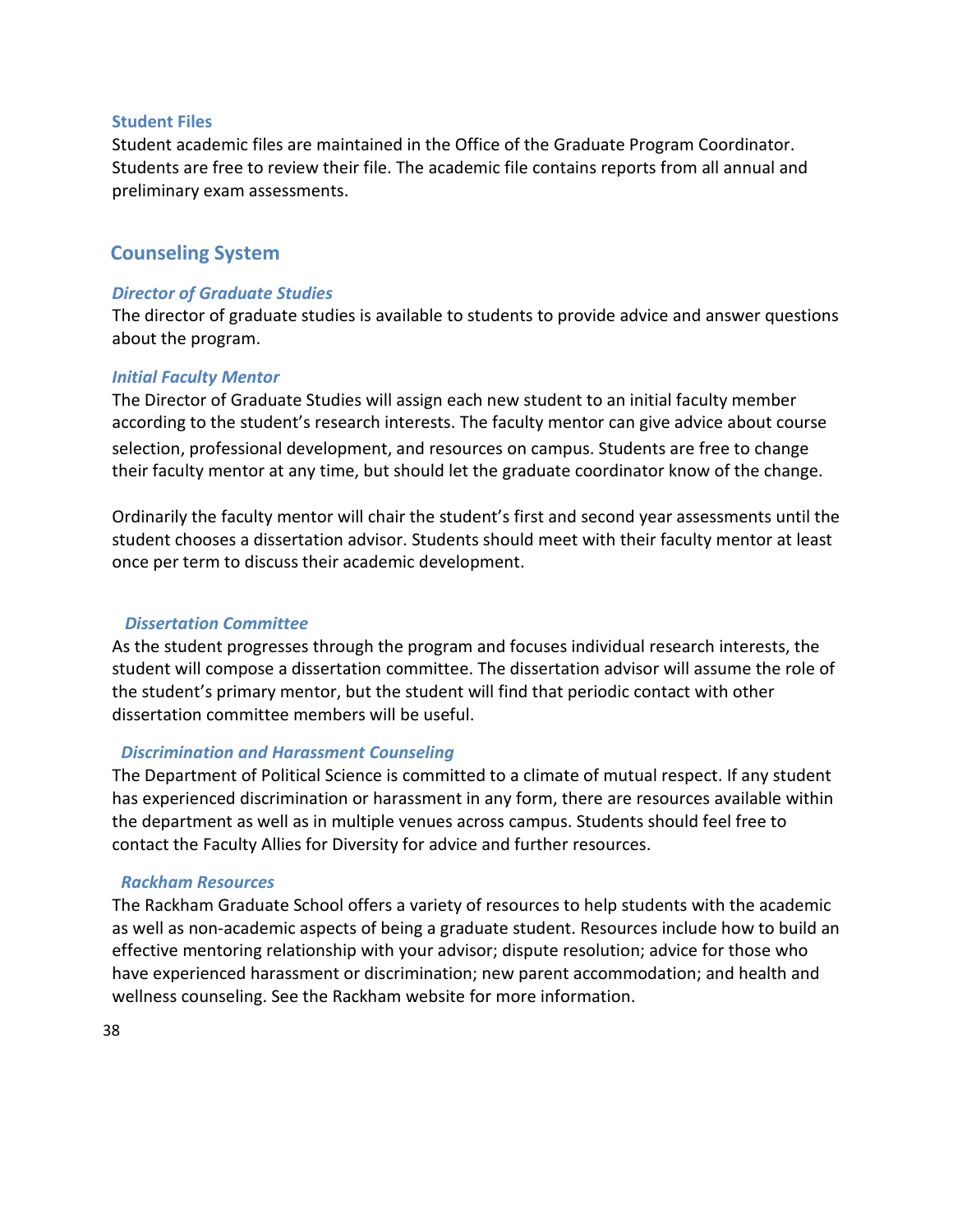### Student Files

Student academic files are maintained in the Office of the Graduate Program Coordinator. Students are free to review their file. The academic file contains reports from all annual and preliminary exam assessments.

## Counseling System

#### *Director of Graduate Studies*

The director of graduate studies is available to students to provide advice and answer questions about the program.

#### *Initial Faculty Mentor*

The Director of Graduate Studies will assign each new student to an initial faculty member according to the student's research interests. The faculty mentor can give advice about course selection, professional development, and resources on campus. Students are free to change their faculty mentor at any time, but should let the graduate coordinator know of the change.

Ordinarily the faculty mentor will chair the student's first and second year assessments until the student chooses a dissertation advisor. Students should meet with their faculty mentor at least once per term to discuss their academic development.

#### *Dissertation Committee*

As the student progresses through the program and focuses individual research interests, the student will compose a dissertation committee. The dissertation advisor will assume the role of the student's primary mentor, but the student will find that periodic contact with other dissertation committee members will be useful.

#### *Discrimination and Harassment Counseling*

The Department of Political Science is committed to a climate of mutual respect. If any student has experienced discrimination or harassment in any form, there are resources available within the department as well as in multiple venues across campus. Students should feel free to contact the Faculty Allies for Diversity for advice and further resources.

#### *Rackham Resources*

The Rackham Graduate School offers a variety of resources to help students with the academic as well as non-academic aspects of being a graduate student. Resources include how to build an effective mentoring relationship with your advisor; dispute resolution; advice for those who have experienced harassment or discrimination; new parent accommodation; and health and wellness counseling. See the Rackham website for more information.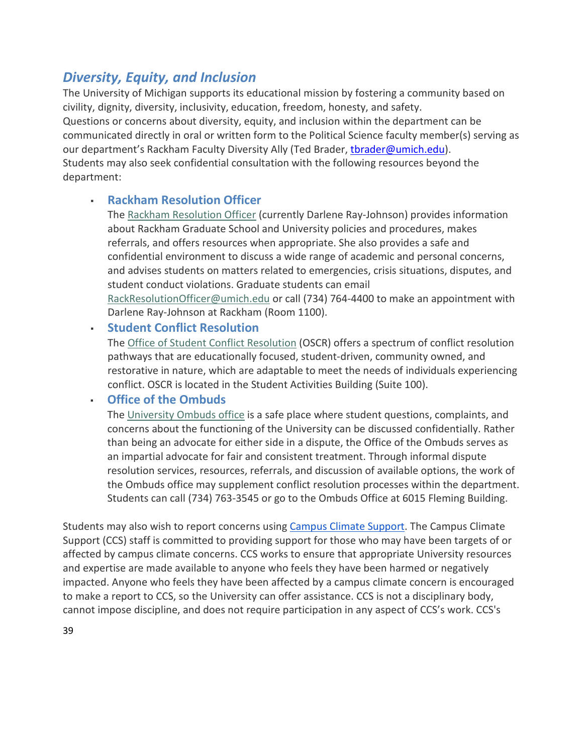## *Diversity, Equity, and Inclusion*

The University of Michigan supports its educational mission by fostering a community based on civility, dignity, diversity, inclusivity, education, freedom, honesty, and safety.
Questions or concerns about diversity, equity, and inclusion within the department can be communicated directly in oral or written form to the Political Science faculty member(s) serving as our department's Rackham Faculty Diversity Ally (Ted Brader, tbrader@umich.edu).
Students may also seek confidential consultation with the following resources beyond the department:

- **Rackham Resolution Officer**
  The Rackham Resolution Officer (currently Darlene Ray-Johnson) provides information about Rackham Graduate School and University policies and procedures, makes referrals, and offers resources when appropriate. She also provides a safe and confidential environment to discuss a wide range of academic and personal concerns, and advises students on matters related to emergencies, crisis situations, disputes, and student conduct violations. Graduate students can email RackResolutionOfficer@umich.edu or call (734) 764-4400 to make an appointment with Darlene Ray-Johnson at Rackham (Room 1100).
- **Student Conflict Resolution**
  The Office of Student Conflict Resolution (OSCR) offers a spectrum of conflict resolution pathways that are educationally focused, student-driven, community owned, and restorative in nature, which are adaptable to meet the needs of individuals experiencing conflict. OSCR is located in the Student Activities Building (Suite 100).
- **Office of the Ombuds**
  The University Ombuds office is a safe place where student questions, complaints, and concerns about the functioning of the University can be discussed confidentially. Rather than being an advocate for either side in a dispute, the Office of the Ombuds serves as an impartial advocate for fair and consistent treatment. Through informal dispute resolution services, resources, referrals, and discussion of available options, the work of the Ombuds office may supplement conflict resolution processes within the department. Students can call (734) 763-3545 or go to the Ombuds Office at 6015 Fleming Building.

Students may also wish to report concerns using Campus Climate Support. The Campus Climate Support (CCS) staff is committed to providing support for those who may have been targets of or affected by campus climate concerns. CCS works to ensure that appropriate University resources and expertise are made available to anyone who feels they have been harmed or negatively impacted. Anyone who feels they have been affected by a campus climate concern is encouraged to make a report to CCS, so the University can offer assistance. CCS is not a disciplinary body, cannot impose discipline, and does not require participation in any aspect of CCS's work. CCS's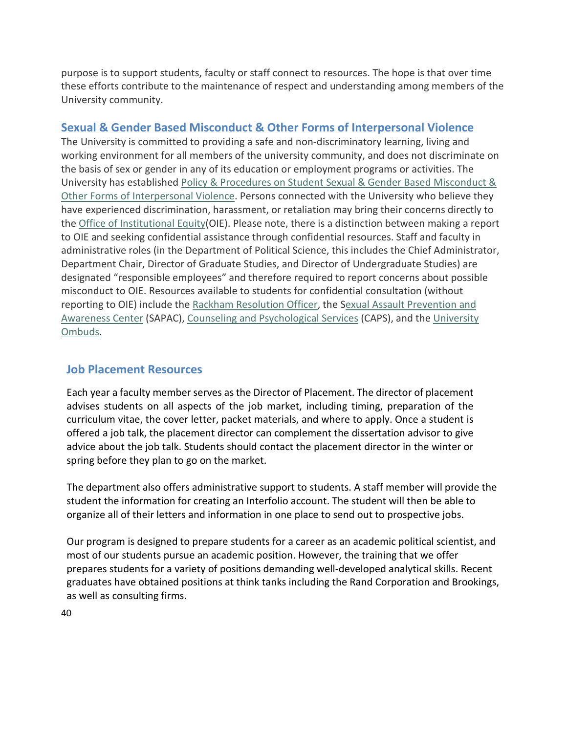purpose is to support students, faculty or staff connect to resources. The hope is that over time these efforts contribute to the maintenance of respect and understanding among members of the University community.

## Sexual & Gender Based Misconduct & Other Forms of Interpersonal Violence

The University is committed to providing a safe and non-discriminatory learning, living and working environment for all members of the university community, and does not discriminate on the basis of sex or gender in any of its education or employment programs or activities. The University has established Policy & Procedures on Student Sexual & Gender Based Misconduct & Other Forms of Interpersonal Violence. Persons connected with the University who believe they have experienced discrimination, harassment, or retaliation may bring their concerns directly to the Office of Institutional Equity(OIE). Please note, there is a distinction between making a report to OIE and seeking confidential assistance through confidential resources. Staff and faculty in administrative roles (in the Department of Political Science, this includes the Chief Administrator, Department Chair, Director of Graduate Studies, and Director of Undergraduate Studies) are designated "responsible employees" and therefore required to report concerns about possible misconduct to OIE. Resources available to students for confidential consultation (without reporting to OIE) include the Rackham Resolution Officer, the Sexual Assault Prevention and Awareness Center (SAPAC), Counseling and Psychological Services (CAPS), and the University Ombuds.

## Job Placement Resources

Each year a faculty member serves as the Director of Placement. The director of placement advises students on all aspects of the job market, including timing, preparation of the curriculum vitae, the cover letter, packet materials, and where to apply. Once a student is offered a job talk, the placement director can complement the dissertation advisor to give advice about the job talk. Students should contact the placement director in the winter or spring before they plan to go on the market.

The department also offers administrative support to students. A staff member will provide the student the information for creating an Interfolio account. The student will then be able to organize all of their letters and information in one place to send out to prospective jobs.

Our program is designed to prepare students for a career as an academic political scientist, and most of our students pursue an academic position. However, the training that we offer prepares students for a variety of positions demanding well-developed analytical skills. Recent graduates have obtained positions at think tanks including the Rand Corporation and Brookings, as well as consulting firms.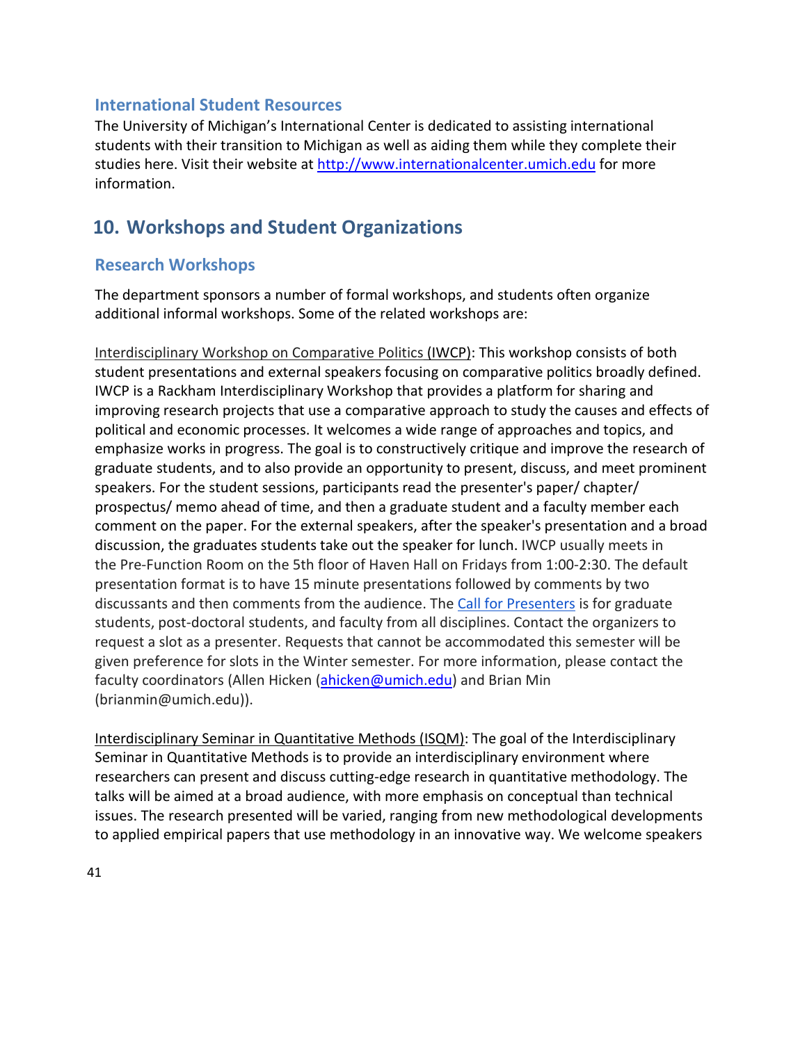### International Student Resources

The University of Michigan's International Center is dedicated to assisting international students with their transition to Michigan as well as aiding them while they complete their studies here. Visit their website at http://www.internationalcenter.umich.edu for more information.

## 10. Workshops and Student Organizations

### Research Workshops

The department sponsors a number of formal workshops, and students often organize additional informal workshops. Some of the related workshops are:

Interdisciplinary Workshop on Comparative Politics (IWCP): This workshop consists of both student presentations and external speakers focusing on comparative politics broadly defined. IWCP is a Rackham Interdisciplinary Workshop that provides a platform for sharing and improving research projects that use a comparative approach to study the causes and effects of political and economic processes. It welcomes a wide range of approaches and topics, and emphasize works in progress. The goal is to constructively critique and improve the research of graduate students, and to also provide an opportunity to present, discuss, and meet prominent speakers. For the student sessions, participants read the presenter's paper/ chapter/ prospectus/ memo ahead of time, and then a graduate student and a faculty member each comment on the paper. For the external speakers, after the speaker's presentation and a broad discussion, the graduates students take out the speaker for lunch. IWCP usually meets in the Pre-Function Room on the 5th floor of Haven Hall on Fridays from 1:00-2:30. The default presentation format is to have 15 minute presentations followed by comments by two discussants and then comments from the audience. The Call for Presenters is for graduate students, post-doctoral students, and faculty from all disciplines. Contact the organizers to request a slot as a presenter. Requests that cannot be accommodated this semester will be given preference for slots in the Winter semester. For more information, please contact the faculty coordinators (Allen Hicken (ahicken@umich.edu) and Brian Min (brianmin@umich.edu)).

Interdisciplinary Seminar in Quantitative Methods (ISQM): The goal of the Interdisciplinary Seminar in Quantitative Methods is to provide an interdisciplinary environment where researchers can present and discuss cutting-edge research in quantitative methodology. The talks will be aimed at a broad audience, with more emphasis on conceptual than technical issues. The research presented will be varied, ranging from new methodological developments to applied empirical papers that use methodology in an innovative way. We welcome speakers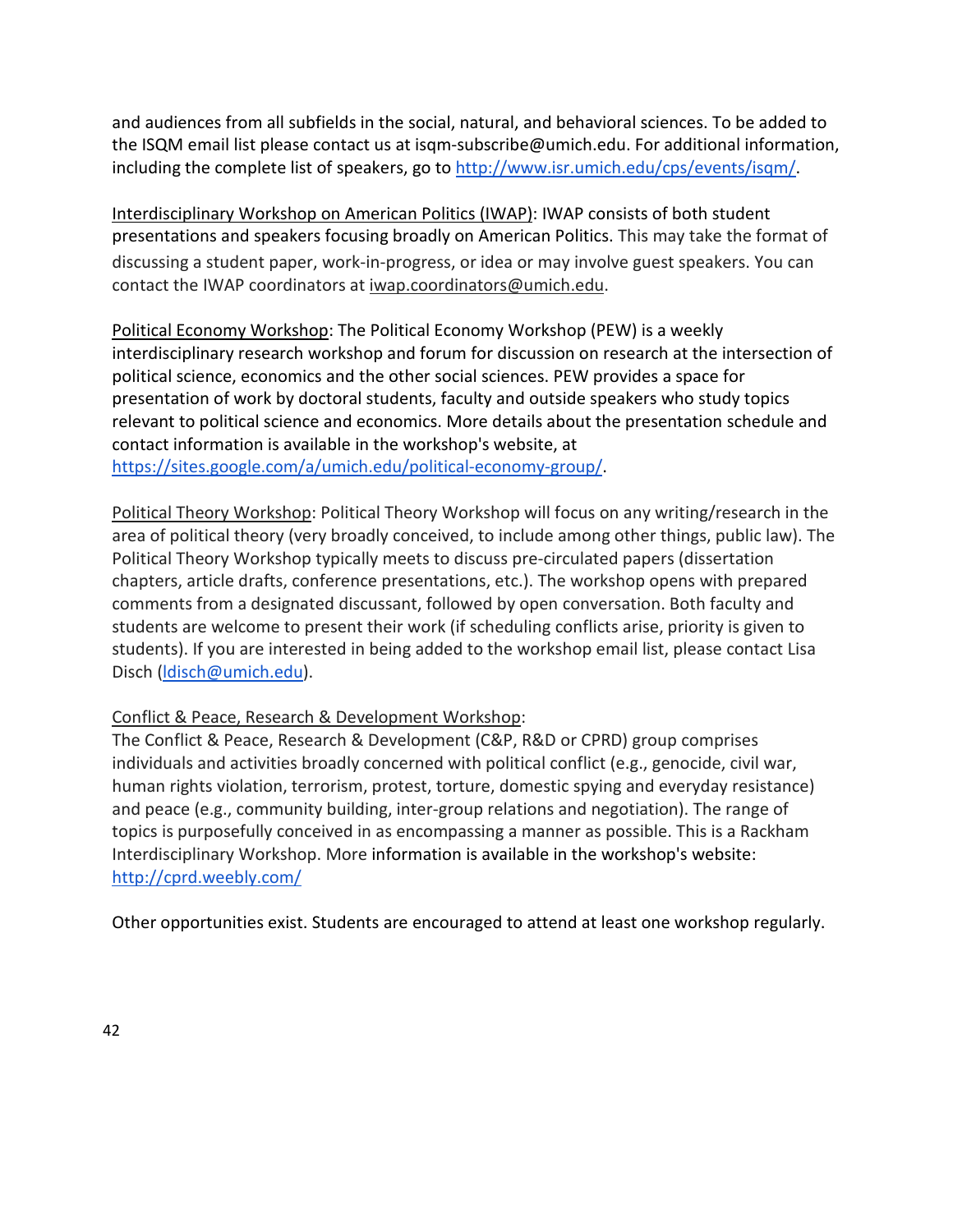and audiences from all subfields in the social, natural, and behavioral sciences. To be added to the ISQM email list please contact us at isqm-subscribe@umich.edu. For additional information, including the complete list of speakers, go to http://www.isr.umich.edu/cps/events/isqm/.

Interdisciplinary Workshop on American Politics (IWAP): IWAP consists of both student presentations and speakers focusing broadly on American Politics. This may take the format of discussing a student paper, work-in-progress, or idea or may involve guest speakers. You can contact the IWAP coordinators at iwap.coordinators@umich.edu.

Political Economy Workshop: The Political Economy Workshop (PEW) is a weekly interdisciplinary research workshop and forum for discussion on research at the intersection of political science, economics and the other social sciences. PEW provides a space for presentation of work by doctoral students, faculty and outside speakers who study topics relevant to political science and economics. More details about the presentation schedule and contact information is available in the workshop's website, at https://sites.google.com/a/umich.edu/political-economy-group/.

Political Theory Workshop: Political Theory Workshop will focus on any writing/research in the area of political theory (very broadly conceived, to include among other things, public law). The Political Theory Workshop typically meets to discuss pre-circulated papers (dissertation chapters, article drafts, conference presentations, etc.). The workshop opens with prepared comments from a designated discussant, followed by open conversation. Both faculty and students are welcome to present their work (if scheduling conflicts arise, priority is given to students). If you are interested in being added to the workshop email list, please contact Lisa Disch (ldisch@umich.edu).

Conflict & Peace, Research & Development Workshop:
The Conflict & Peace, Research & Development (C&P, R&D or CPRD) group comprises individuals and activities broadly concerned with political conflict (e.g., genocide, civil war, human rights violation, terrorism, protest, torture, domestic spying and everyday resistance) and peace (e.g., community building, inter-group relations and negotiation). The range of topics is purposefully conceived in as encompassing a manner as possible. This is a Rackham Interdisciplinary Workshop. More information is available in the workshop's website: http://cprd.weebly.com/

Other opportunities exist. Students are encouraged to attend at least one workshop regularly.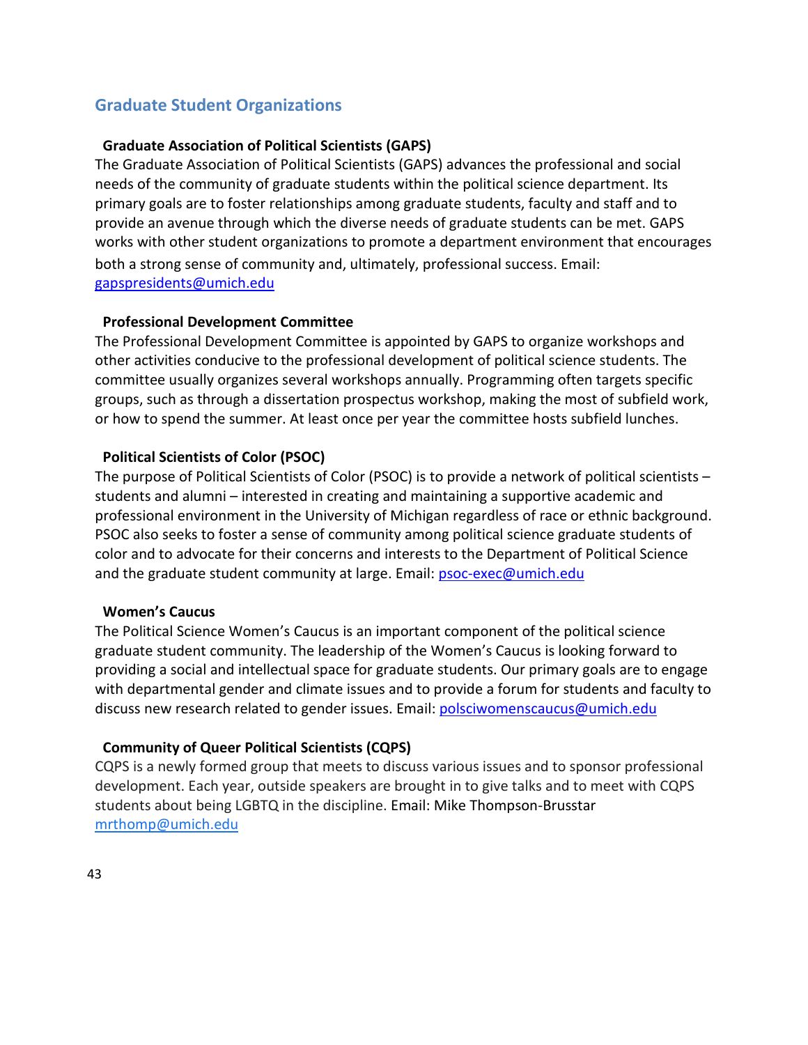## Graduate Student Organizations

### Graduate Association of Political Scientists (GAPS)

The Graduate Association of Political Scientists (GAPS) advances the professional and social needs of the community of graduate students within the political science department. Its primary goals are to foster relationships among graduate students, faculty and staff and to provide an avenue through which the diverse needs of graduate students can be met. GAPS works with other student organizations to promote a department environment that encourages both a strong sense of community and, ultimately, professional success. Email: gapspresidents@umich.edu

### Professional Development Committee

The Professional Development Committee is appointed by GAPS to organize workshops and other activities conducive to the professional development of political science students. The committee usually organizes several workshops annually. Programming often targets specific groups, such as through a dissertation prospectus workshop, making the most of subfield work, or how to spend the summer. At least once per year the committee hosts subfield lunches.

### Political Scientists of Color (PSOC)

The purpose of Political Scientists of Color (PSOC) is to provide a network of political scientists – students and alumni – interested in creating and maintaining a supportive academic and professional environment in the University of Michigan regardless of race or ethnic background. PSOC also seeks to foster a sense of community among political science graduate students of color and to advocate for their concerns and interests to the Department of Political Science and the graduate student community at large. Email: psoc-exec@umich.edu

### Women's Caucus

The Political Science Women's Caucus is an important component of the political science graduate student community. The leadership of the Women's Caucus is looking forward to providing a social and intellectual space for graduate students. Our primary goals are to engage with departmental gender and climate issues and to provide a forum for students and faculty to discuss new research related to gender issues. Email: polsciwomenscaucus@umich.edu

### Community of Queer Political Scientists (CQPS)

CQPS is a newly formed group that meets to discuss various issues and to sponsor professional development. Each year, outside speakers are brought in to give talks and to meet with CQPS students about being LGBTQ in the discipline. Email: Mike Thompson-Brusstar mrthomp@umich.edu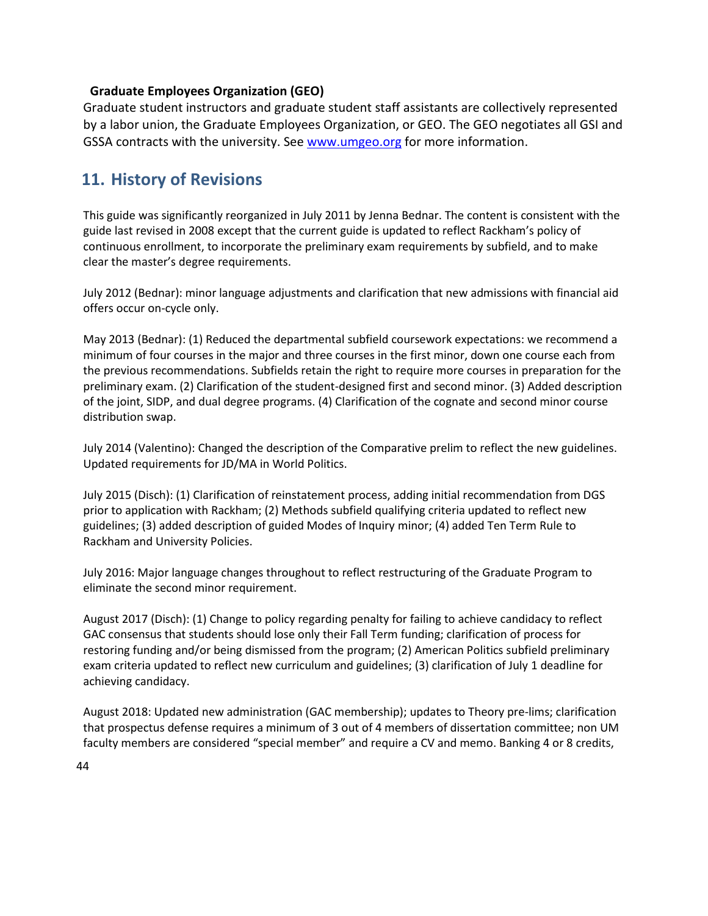### Graduate Employees Organization (GEO)

Graduate student instructors and graduate student staff assistants are collectively represented by a labor union, the Graduate Employees Organization, or GEO. The GEO negotiates all GSI and GSSA contracts with the university. See [www.umgeo.org](http://www.umgeo.org) for more information.

## 11. History of Revisions

This guide was significantly reorganized in July 2011 by Jenna Bednar. The content is consistent with the guide last revised in 2008 except that the current guide is updated to reflect Rackham's policy of continuous enrollment, to incorporate the preliminary exam requirements by subfield, and to make clear the master's degree requirements.

July 2012 (Bednar): minor language adjustments and clarification that new admissions with financial aid offers occur on-cycle only.

May 2013 (Bednar): (1) Reduced the departmental subfield coursework expectations: we recommend a minimum of four courses in the major and three courses in the first minor, down one course each from the previous recommendations. Subfields retain the right to require more courses in preparation for the preliminary exam. (2) Clarification of the student-designed first and second minor. (3) Added description of the joint, SIDP, and dual degree programs. (4) Clarification of the cognate and second minor course distribution swap.

July 2014 (Valentino): Changed the description of the Comparative prelim to reflect the new guidelines. Updated requirements for JD/MA in World Politics.

July 2015 (Disch): (1) Clarification of reinstatement process, adding initial recommendation from DGS prior to application with Rackham; (2) Methods subfield qualifying criteria updated to reflect new guidelines; (3) added description of guided Modes of Inquiry minor; (4) added Ten Term Rule to Rackham and University Policies.

July 2016: Major language changes throughout to reflect restructuring of the Graduate Program to eliminate the second minor requirement.

August 2017 (Disch): (1) Change to policy regarding penalty for failing to achieve candidacy to reflect GAC consensus that students should lose only their Fall Term funding; clarification of process for restoring funding and/or being dismissed from the program; (2) American Politics subfield preliminary exam criteria updated to reflect new curriculum and guidelines; (3) clarification of July 1 deadline for achieving candidacy.

August 2018: Updated new administration (GAC membership); updates to Theory pre-lims; clarification that prospectus defense requires a minimum of 3 out of 4 members of dissertation committee; non UM faculty members are considered "special member" and require a CV and memo. Banking 4 or 8 credits,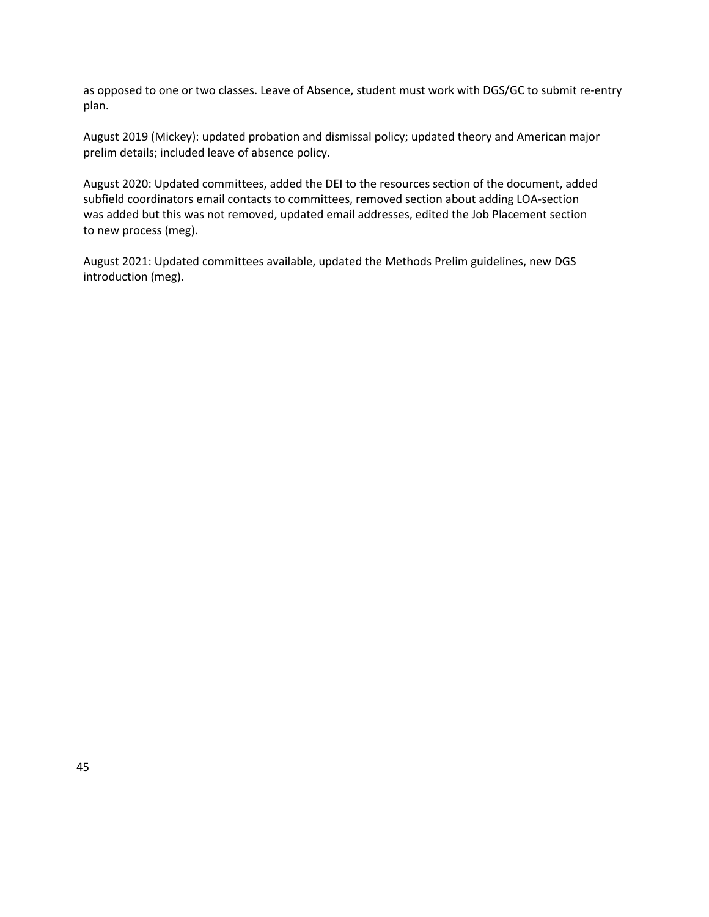as opposed to one or two classes. Leave of Absence, student must work with DGS/GC to submit re-entry plan.

August 2019 (Mickey): updated probation and dismissal policy; updated theory and American major prelim details; included leave of absence policy.

August 2020: Updated committees, added the DEI to the resources section of the document, added subfield coordinators email contacts to committees, removed section about adding LOA-section was added but this was not removed, updated email addresses, edited the Job Placement section to new process (meg).

August 2021: Updated committees available, updated the Methods Prelim guidelines, new DGS introduction (meg).